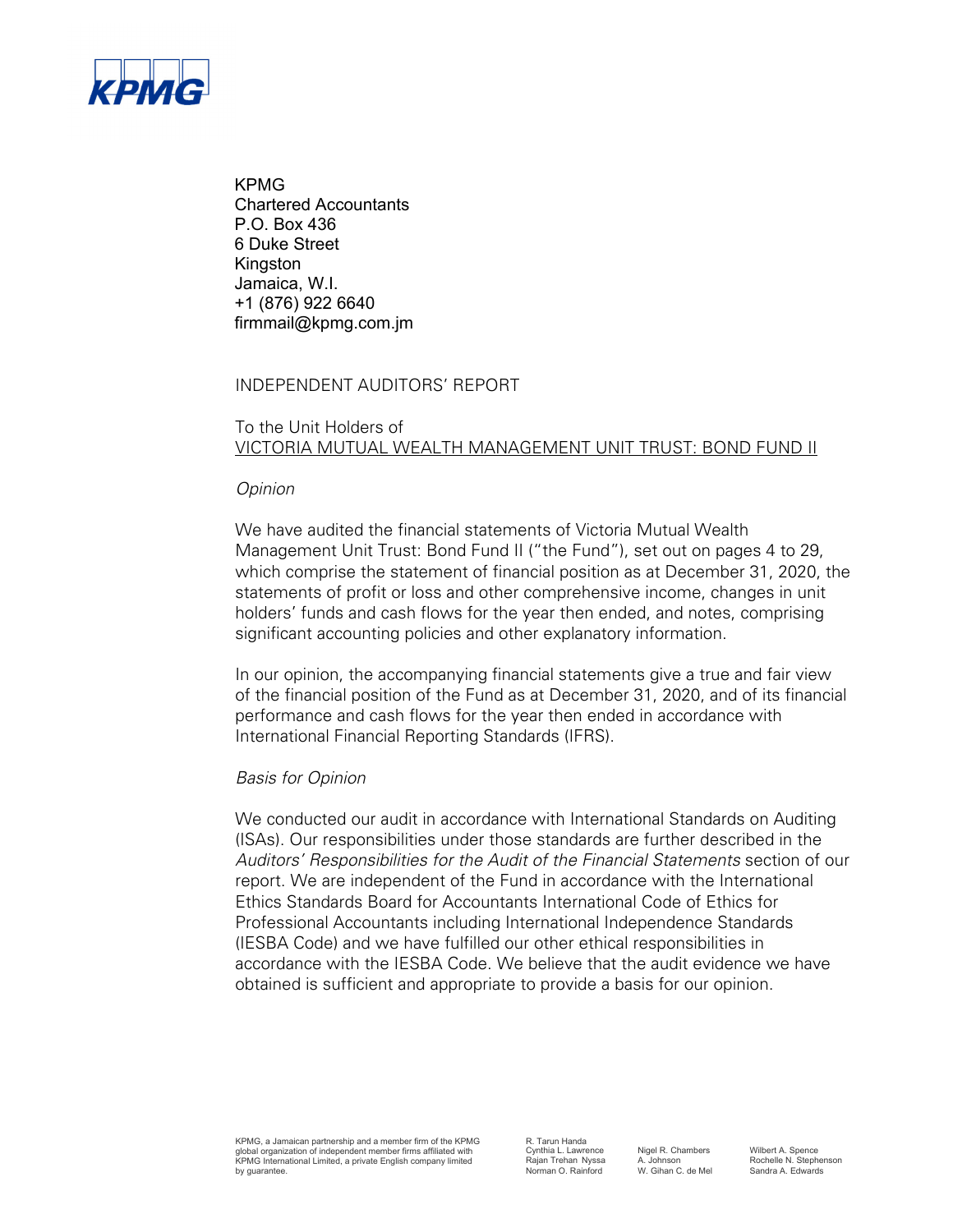KPMG
Chartered Accountants
P.O. Box 436
6 Duke Street
Kingston
Jamaica, W.I.
+1 (876) 922 6640
firmmail@kpmg.com.jm

# INDEPENDENT AUDITORS' REPORT

To the Unit Holders of
VICTORIA MUTUAL WEALTH MANAGEMENT UNIT TRUST: BOND FUND II

*Opinion*

We have audited the financial statements of Victoria Mutual Wealth Management Unit Trust: Bond Fund II ("the Fund"), set out on pages 4 to 29, which comprise the statement of financial position as at December 31, 2020, the statements of profit or loss and other comprehensive income, changes in unit holders' funds and cash flows for the year then ended, and notes, comprising significant accounting policies and other explanatory information.

In our opinion, the accompanying financial statements give a true and fair view of the financial position of the Fund as at December 31, 2020, and of its financial performance and cash flows for the year then ended in accordance with International Financial Reporting Standards (IFRS).

*Basis for Opinion*

We conducted our audit in accordance with International Standards on Auditing (ISAs). Our responsibilities under those standards are further described in the *Auditors' Responsibilities for the Audit of the Financial Statements* section of our report. We are independent of the Fund in accordance with the International Ethics Standards Board for Accountants International Code of Ethics for Professional Accountants including International Independence Standards (IESBA Code) and we have fulfilled our other ethical responsibilities in accordance with the IESBA Code. We believe that the audit evidence we have obtained is sufficient and appropriate to provide a basis for our opinion.

KPMG, a Jamaican partnership and a member firm of the KPMG global organization of independent member firms affiliated with KPMG International Limited, a private English company limited by guarantee.

R. Tarun Handa
Cynthia L. Lawrence
Rajan Trehan
Norman O. Rainford
Nyssa A. Johnson
Nigel R. Chambers
W. Gihan C. de Mel
Wilbert A. Spence
Rochelle N. Stephenson
Sandra A. Edwards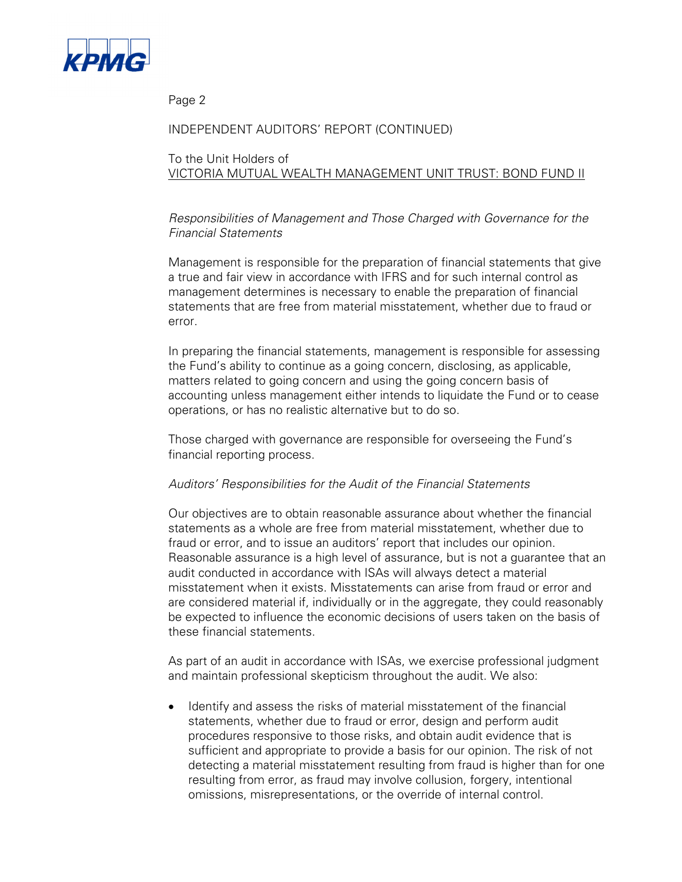INDEPENDENT AUDITORS' REPORT (CONTINUED)

To the Unit Holders of
VICTORIA MUTUAL WEALTH MANAGEMENT UNIT TRUST: BOND FUND II

*Responsibilities of Management and Those Charged with Governance for the Financial Statements*

Management is responsible for the preparation of financial statements that give a true and fair view in accordance with IFRS and for such internal control as management determines is necessary to enable the preparation of financial statements that are free from material misstatement, whether due to fraud or error.

In preparing the financial statements, management is responsible for assessing the Fund's ability to continue as a going concern, disclosing, as applicable, matters related to going concern and using the going concern basis of accounting unless management either intends to liquidate the Fund or to cease operations, or has no realistic alternative but to do so.

Those charged with governance are responsible for overseeing the Fund's financial reporting process.

*Auditors' Responsibilities for the Audit of the Financial Statements*

Our objectives are to obtain reasonable assurance about whether the financial statements as a whole are free from material misstatement, whether due to fraud or error, and to issue an auditors' report that includes our opinion. Reasonable assurance is a high level of assurance, but is not a guarantee that an audit conducted in accordance with ISAs will always detect a material misstatement when it exists. Misstatements can arise from fraud or error and are considered material if, individually or in the aggregate, they could reasonably be expected to influence the economic decisions of users taken on the basis of these financial statements.

As part of an audit in accordance with ISAs, we exercise professional judgment and maintain professional skepticism throughout the audit. We also:

- Identify and assess the risks of material misstatement of the financial statements, whether due to fraud or error, design and perform audit procedures responsive to those risks, and obtain audit evidence that is sufficient and appropriate to provide a basis for our opinion. The risk of not detecting a material misstatement resulting from fraud is higher than for one resulting from error, as fraud may involve collusion, forgery, intentional omissions, misrepresentations, or the override of internal control.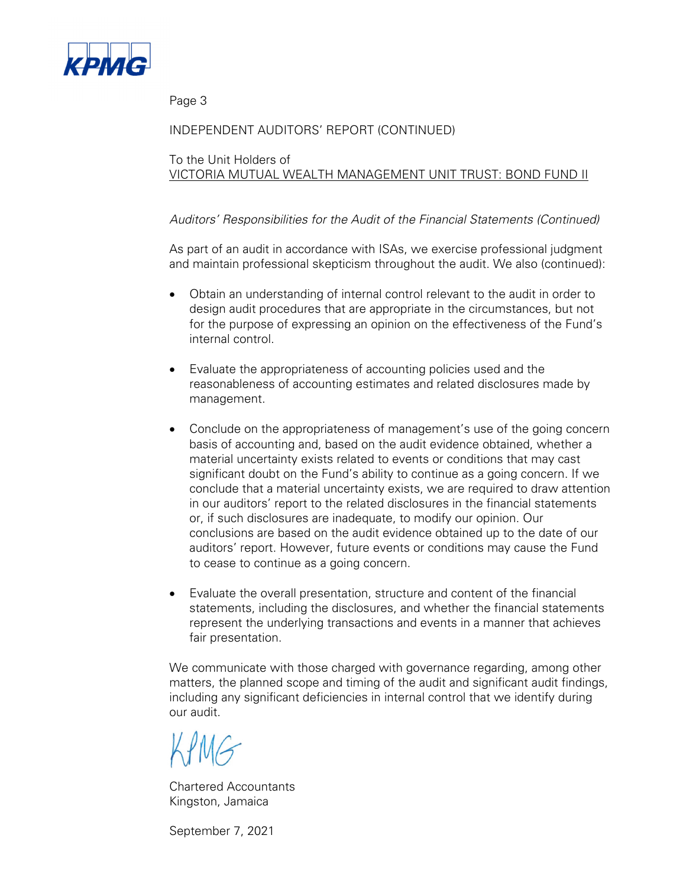INDEPENDENT AUDITORS' REPORT (CONTINUED)

To the Unit Holders of
VICTORIA MUTUAL WEALTH MANAGEMENT UNIT TRUST: BOND FUND II

*Auditors' Responsibilities for the Audit of the Financial Statements (Continued)*

As part of an audit in accordance with ISAs, we exercise professional judgment and maintain professional skepticism throughout the audit. We also (continued):

- Obtain an understanding of internal control relevant to the audit in order to design audit procedures that are appropriate in the circumstances, but not for the purpose of expressing an opinion on the effectiveness of the Fund's internal control.

- Evaluate the appropriateness of accounting policies used and the reasonableness of accounting estimates and related disclosures made by management.

- Conclude on the appropriateness of management's use of the going concern basis of accounting and, based on the audit evidence obtained, whether a material uncertainty exists related to events or conditions that may cast significant doubt on the Fund's ability to continue as a going concern. If we conclude that a material uncertainty exists, we are required to draw attention in our auditors' report to the related disclosures in the financial statements or, if such disclosures are inadequate, to modify our opinion. Our conclusions are based on the audit evidence obtained up to the date of our auditors' report. However, future events or conditions may cause the Fund to cease to continue as a going concern.

- Evaluate the overall presentation, structure and content of the financial statements, including the disclosures, and whether the financial statements represent the underlying transactions and events in a manner that achieves fair presentation.

We communicate with those charged with governance regarding, among other matters, the planned scope and timing of the audit and significant audit findings, including any significant deficiencies in internal control that we identify during our audit.

KPMG

Chartered Accountants
Kingston, Jamaica

September 7, 2021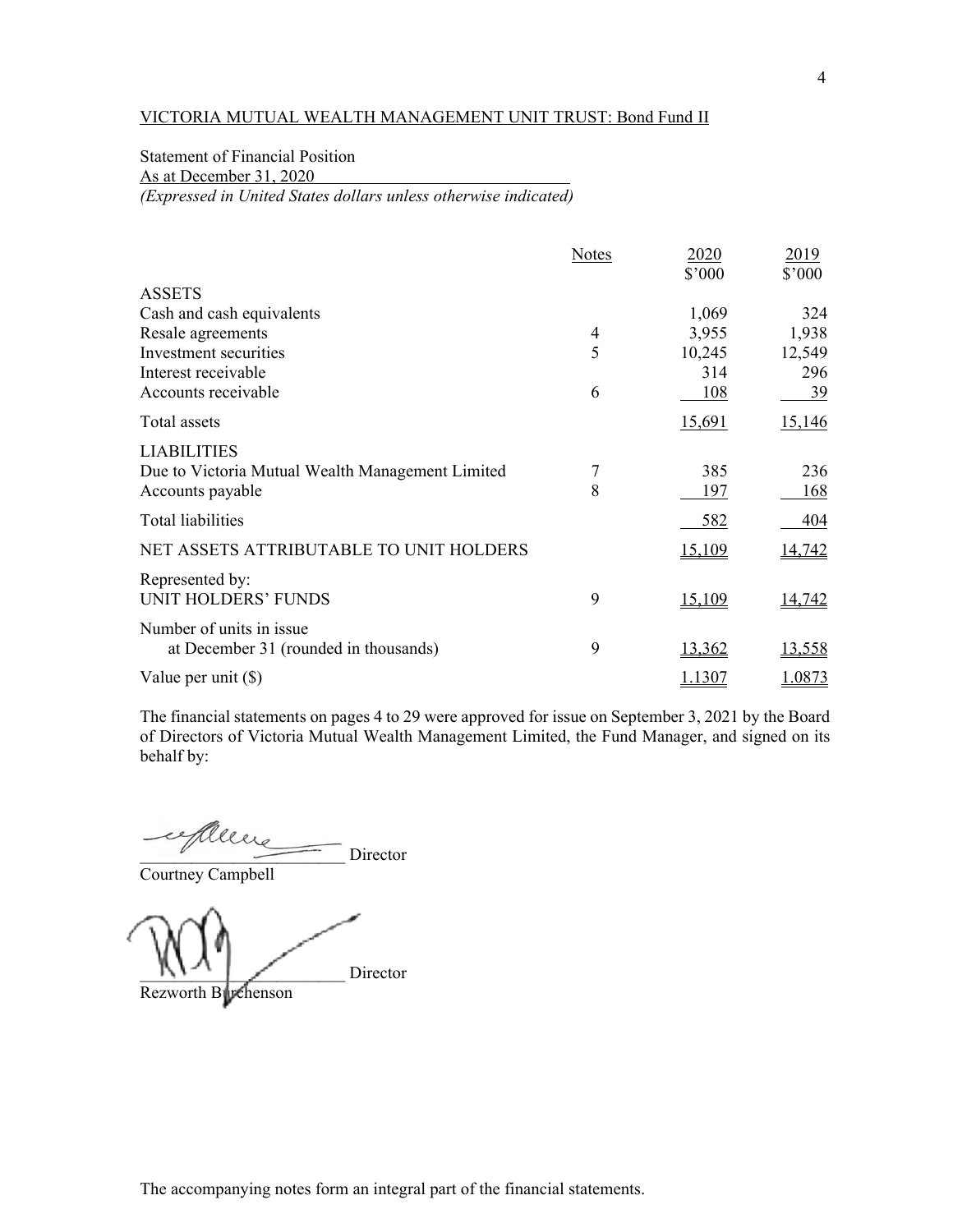VICTORIA MUTUAL WEALTH MANAGEMENT UNIT TRUST: Bond Fund II

Statement of Financial Position
As at December 31, 2020
*(Expressed in United States dollars unless otherwise indicated)*

| | Notes | 2020<br>$'000 | 2019<br>$'000 |
|---|---|---|---|
| ASSETS | | | |
| Cash and cash equivalents | | 1,069 | 324 |
| Resale agreements | 4 | 3,955 | 1,938 |
| Investment securities | 5 | 10,245 | 12,549 |
| Interest receivable | | 314 | 296 |
| Accounts receivable | 6 | 108 | 39 |
| Total assets | | 15,691 | 15,146 |
| LIABILITIES | | | |
| Due to Victoria Mutual Wealth Management Limited | 7 | 385 | 236 |
| Accounts payable | 8 | 197 | 168 |
| Total liabilities | | 582 | 404 |
| NET ASSETS ATTRIBUTABLE TO UNIT HOLDERS | | 15,109 | 14,742 |
| Represented by:<br>UNIT HOLDERS' FUNDS | 9 | 15,109 | 14,742 |
| Number of units in issue<br>at December 31 (rounded in thousands) | 9 | 13,362 | 13,558 |
| Value per unit ($) | | 1.1307 | 1.0873 |

The financial statements on pages 4 to 29 were approved for issue on September 3, 2021 by the Board of Directors of Victoria Mutual Wealth Management Limited, the Fund Manager, and signed on its behalf by:

\_\_\_\_\_\_\_\_\_\_\_\_\_\_\_\_\_\_\_\_\_\_\_\_ Director
Courtney Campbell

\_\_\_\_\_\_\_\_\_\_\_\_\_\_\_\_\_\_\_\_\_\_\_\_ Director
Rezworth Burchenson

The accompanying notes form an integral part of the financial statements.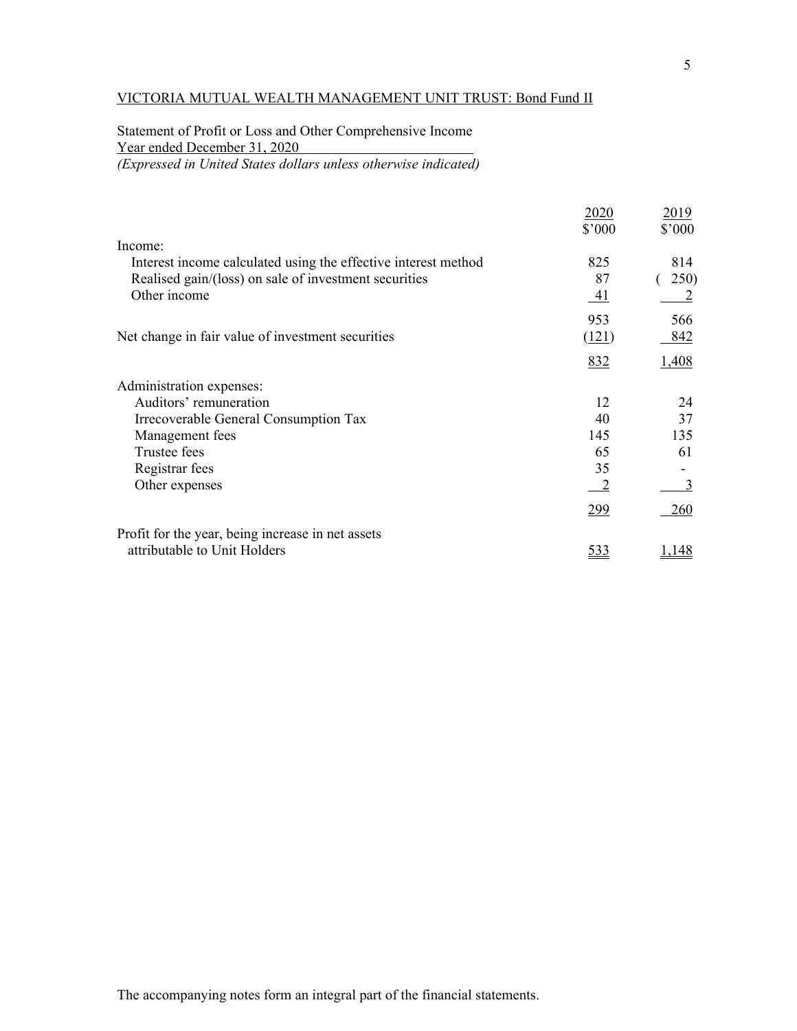VICTORIA MUTUAL WEALTH MANAGEMENT UNIT TRUST: Bond Fund II

Statement of Profit or Loss and Other Comprehensive Income
Year ended December 31, 2020
*(Expressed in United States dollars unless otherwise indicated)*

| | 2020<br>$'000 | 2019<br>$'000 |
|---|---|---|
| Income: | | |
| Interest income calculated using the effective interest method | 825 | 814 |
| Realised gain/(loss) on sale of investment securities | 87 | ( 250) |
| Other income | 41 | 2 |
| | 953 | 566 |
| Net change in fair value of investment securities | (121) | 842 |
| | 832 | 1,408 |
| Administration expenses: | | |
| Auditors' remuneration | 12 | 24 |
| Irrecoverable General Consumption Tax | 40 | 37 |
| Management fees | 145 | 135 |
| Trustee fees | 65 | 61 |
| Registrar fees | 35 | - |
| Other expenses | 2 | 3 |
| | 299 | 260 |
| Profit for the year, being increase in net assets attributable to Unit Holders | 533 | 1,148 |

The accompanying notes form an integral part of the financial statements.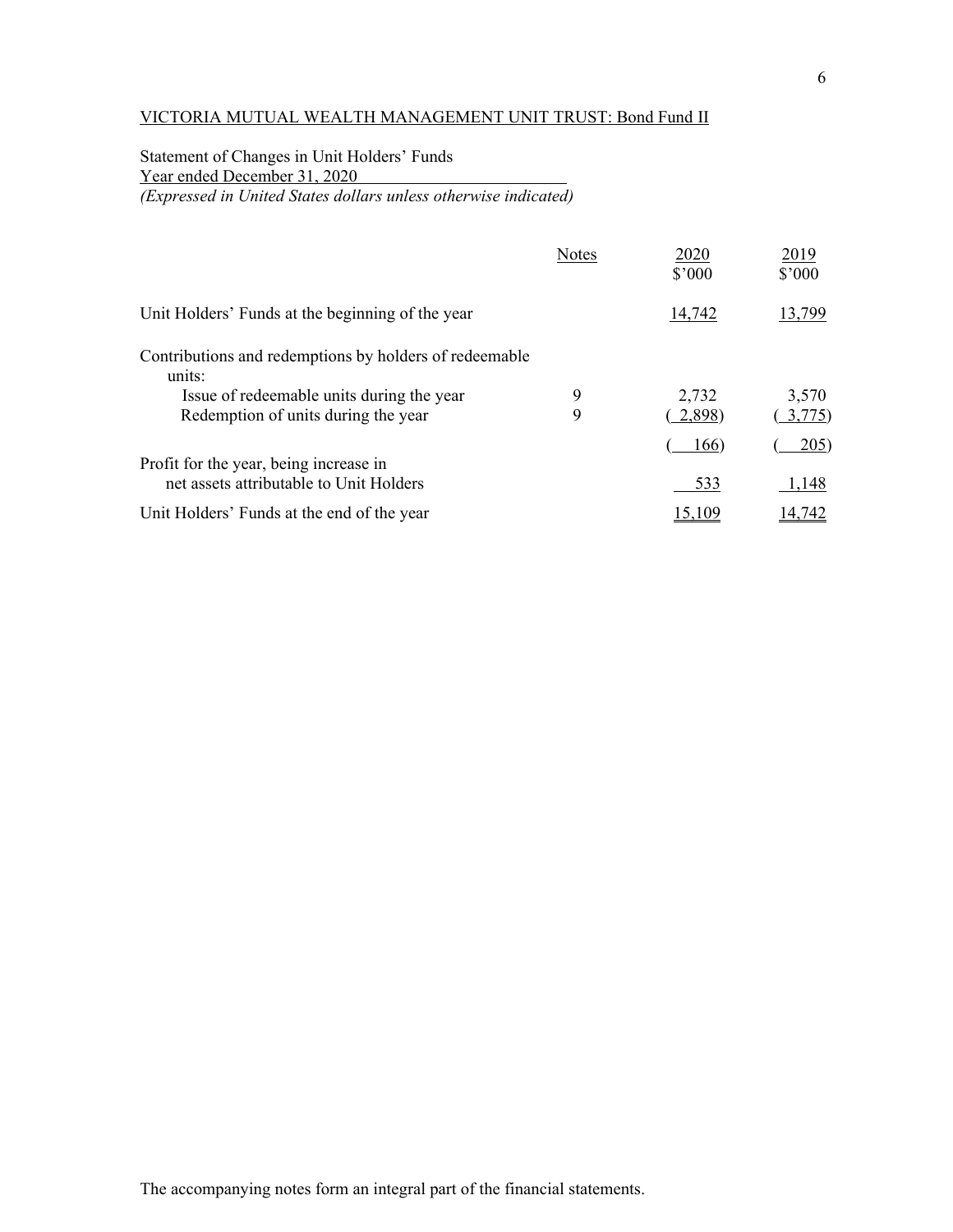VICTORIA MUTUAL WEALTH MANAGEMENT UNIT TRUST: Bond Fund II

Statement of Changes in Unit Holders' Funds
Year ended December 31, 2020
*(Expressed in United States dollars unless otherwise indicated)*

| | Notes | 2020<br>$'000 | 2019<br>$'000 |
|---|---|---|---|
| Unit Holders' Funds at the beginning of the year | | 14,742 | 13,799 |
| Contributions and redemptions by holders of redeemable units: | | | |
| Issue of redeemable units during the year | 9 | 2,732 | 3,570 |
| Redemption of units during the year | 9 | (2,898) | (3,775) |
| | | (166) | (205) |
| Profit for the year, being increase in net assets attributable to Unit Holders | | 533 | 1,148 |
| Unit Holders' Funds at the end of the year | | 15,109 | 14,742 |

The accompanying notes form an integral part of the financial statements.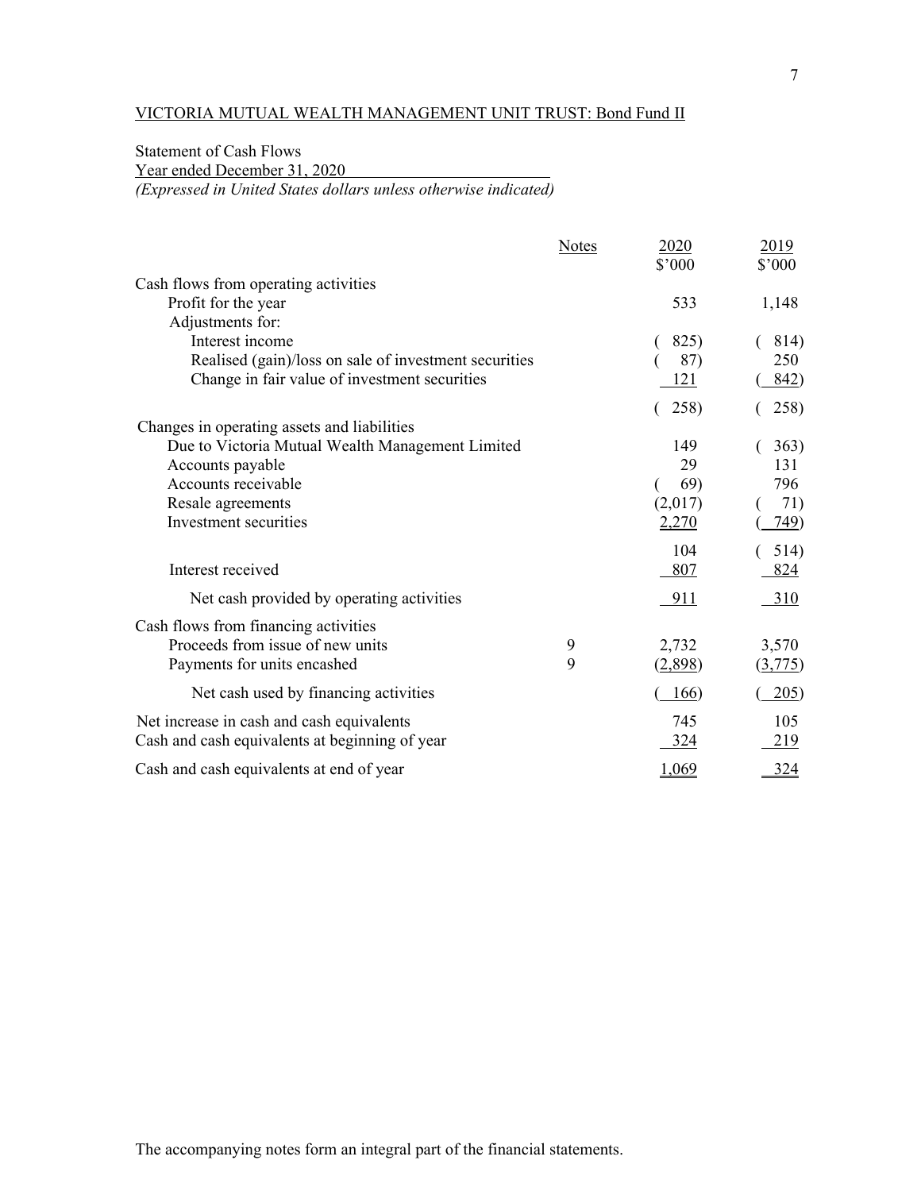VICTORIA MUTUAL WEALTH MANAGEMENT UNIT TRUST: Bond Fund II

Statement of Cash Flows
Year ended December 31, 2020
*(Expressed in United States dollars unless otherwise indicated)*

| | Notes | 2020 $'000 | 2019 $'000 |
|---|---|---|---|
| Cash flows from operating activities | | | |
| Profit for the year | | 533 | 1,148 |
| Adjustments for: | | | |
| Interest income | | ( 825) | ( 814) |
| Realised (gain)/loss on sale of investment securities | | ( 87) | 250 |
| Change in fair value of investment securities | | 121 | ( 842) |
| | | ( 258) | ( 258) |
| Changes in operating assets and liabilities | | | |
| Due to Victoria Mutual Wealth Management Limited | | 149 | ( 363) |
| Accounts payable | | 29 | 131 |
| Accounts receivable | | ( 69) | 796 |
| Resale agreements | | (2,017) | ( 71) |
| Investment securities | | 2,270 | ( 749) |
| | | 104 | ( 514) |
| Interest received | | 807 | 824 |
| Net cash provided by operating activities | | 911 | 310 |
| Cash flows from financing activities | | | |
| Proceeds from issue of new units | 9 | 2,732 | 3,570 |
| Payments for units encashed | 9 | (2,898) | (3,775) |
| Net cash used by financing activities | | ( 166) | ( 205) |
| Net increase in cash and cash equivalents | | 745 | 105 |
| Cash and cash equivalents at beginning of year | | 324 | 219 |
| Cash and cash equivalents at end of year | | 1,069 | 324 |

The accompanying notes form an integral part of the financial statements.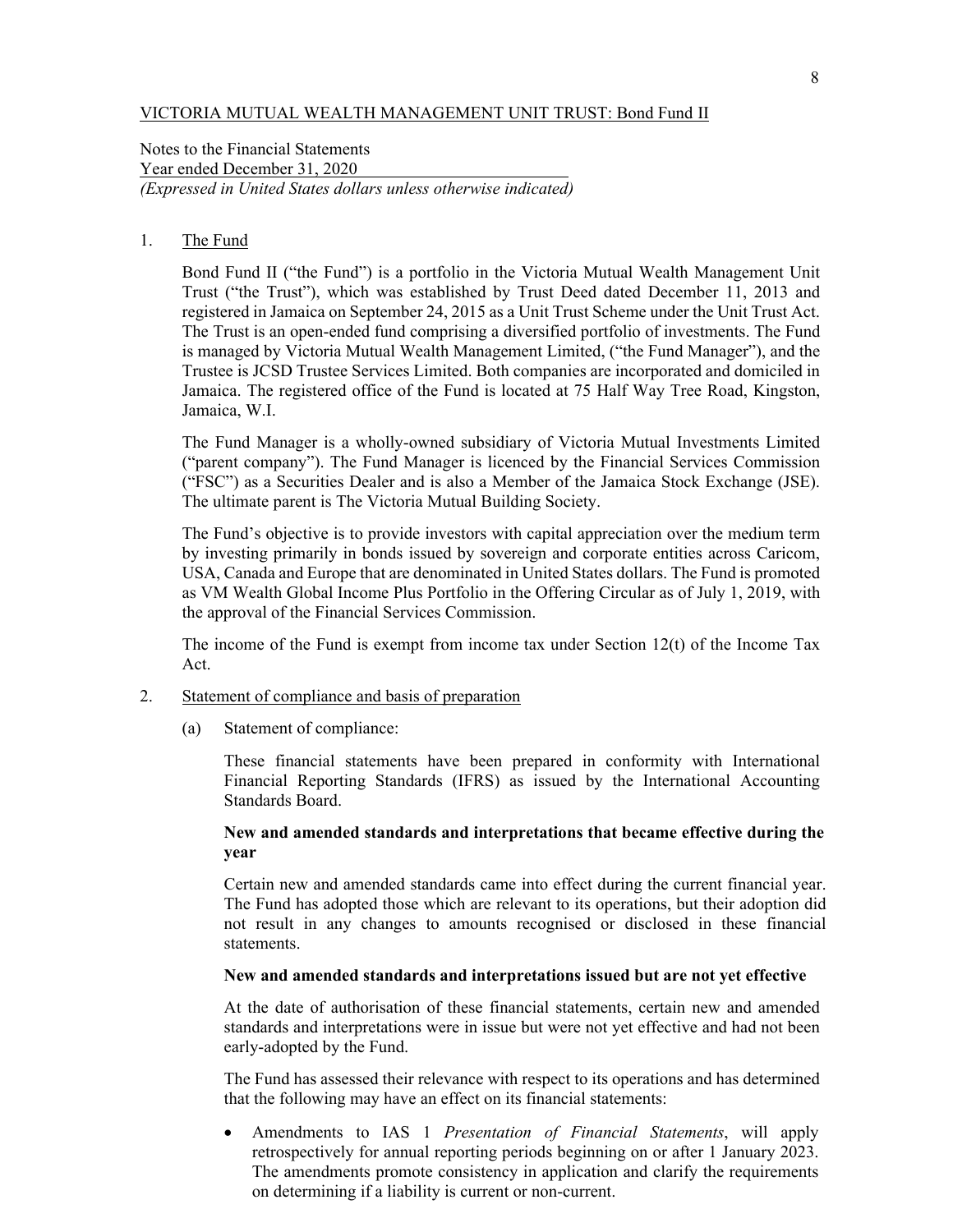VICTORIA MUTUAL WEALTH MANAGEMENT UNIT TRUST: Bond Fund II

Notes to the Financial Statements
Year ended December 31, 2020
*(Expressed in United States dollars unless otherwise indicated)*

1. The Fund

   Bond Fund II ("the Fund") is a portfolio in the Victoria Mutual Wealth Management Unit Trust ("the Trust"), which was established by Trust Deed dated December 11, 2013 and registered in Jamaica on September 24, 2015 as a Unit Trust Scheme under the Unit Trust Act. The Trust is an open-ended fund comprising a diversified portfolio of investments. The Fund is managed by Victoria Mutual Wealth Management Limited, ("the Fund Manager"), and the Trustee is JCSD Trustee Services Limited. Both companies are incorporated and domiciled in Jamaica. The registered office of the Fund is located at 75 Half Way Tree Road, Kingston, Jamaica, W.I.

   The Fund Manager is a wholly-owned subsidiary of Victoria Mutual Investments Limited ("parent company"). The Fund Manager is licenced by the Financial Services Commission ("FSC") as a Securities Dealer and is also a Member of the Jamaica Stock Exchange (JSE). The ultimate parent is The Victoria Mutual Building Society.

   The Fund's objective is to provide investors with capital appreciation over the medium term by investing primarily in bonds issued by sovereign and corporate entities across Caricom, USA, Canada and Europe that are denominated in United States dollars. The Fund is promoted as VM Wealth Global Income Plus Portfolio in the Offering Circular as of July 1, 2019, with the approval of the Financial Services Commission.

   The income of the Fund is exempt from income tax under Section 12(t) of the Income Tax Act.

2. Statement of compliance and basis of preparation

   (a) Statement of compliance:

   These financial statements have been prepared in conformity with International Financial Reporting Standards (IFRS) as issued by the International Accounting Standards Board.

   **New and amended standards and interpretations that became effective during the year**

   Certain new and amended standards came into effect during the current financial year. The Fund has adopted those which are relevant to its operations, but their adoption did not result in any changes to amounts recognised or disclosed in these financial statements.

   **New and amended standards and interpretations issued but are not yet effective**

   At the date of authorisation of these financial statements, certain new and amended standards and interpretations were in issue but were not yet effective and had not been early-adopted by the Fund.

   The Fund has assessed their relevance with respect to its operations and has determined that the following may have an effect on its financial statements:

   - Amendments to IAS 1 *Presentation of Financial Statements*, will apply retrospectively for annual reporting periods beginning on or after 1 January 2023. The amendments promote consistency in application and clarify the requirements on determining if a liability is current or non-current.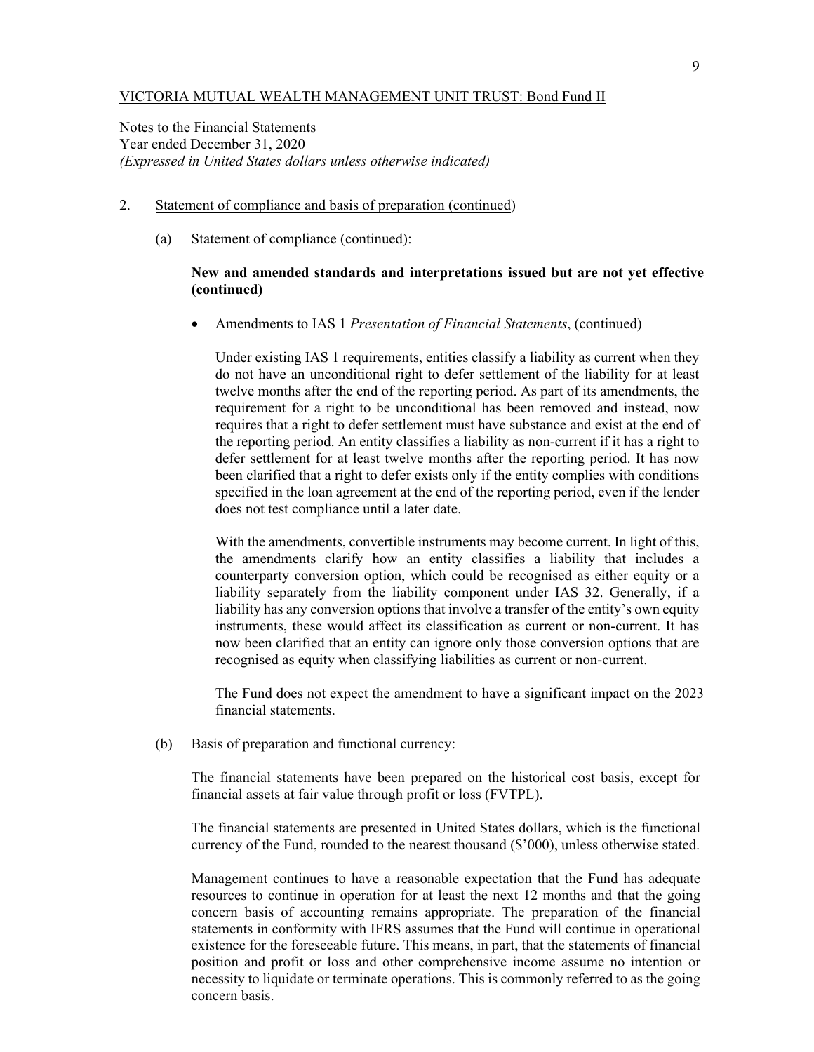VICTORIA MUTUAL WEALTH MANAGEMENT UNIT TRUST: Bond Fund II

Notes to the Financial Statements
Year ended December 31, 2020
*(Expressed in United States dollars unless otherwise indicated)*

2. Statement of compliance and basis of preparation (continued)

   (a) Statement of compliance (continued):

   **New and amended standards and interpretations issued but are not yet effective (continued)**

   - Amendments to IAS 1 *Presentation of Financial Statements*, (continued)

     Under existing IAS 1 requirements, entities classify a liability as current when they do not have an unconditional right to defer settlement of the liability for at least twelve months after the end of the reporting period. As part of its amendments, the requirement for a right to be unconditional has been removed and instead, now requires that a right to defer settlement must have substance and exist at the end of the reporting period. An entity classifies a liability as non-current if it has a right to defer settlement for at least twelve months after the reporting period. It has now been clarified that a right to defer exists only if the entity complies with conditions specified in the loan agreement at the end of the reporting period, even if the lender does not test compliance until a later date.

     With the amendments, convertible instruments may become current. In light of this, the amendments clarify how an entity classifies a liability that includes a counterparty conversion option, which could be recognised as either equity or a liability separately from the liability component under IAS 32. Generally, if a liability has any conversion options that involve a transfer of the entity's own equity instruments, these would affect its classification as current or non-current. It has now been clarified that an entity can ignore only those conversion options that are recognised as equity when classifying liabilities as current or non-current.

     The Fund does not expect the amendment to have a significant impact on the 2023 financial statements.

   (b) Basis of preparation and functional currency:

   The financial statements have been prepared on the historical cost basis, except for financial assets at fair value through profit or loss (FVTPL).

   The financial statements are presented in United States dollars, which is the functional currency of the Fund, rounded to the nearest thousand ($'000), unless otherwise stated.

   Management continues to have a reasonable expectation that the Fund has adequate resources to continue in operation for at least the next 12 months and that the going concern basis of accounting remains appropriate. The preparation of the financial statements in conformity with IFRS assumes that the Fund will continue in operational existence for the foreseeable future. This means, in part, that the statements of financial position and profit or loss and other comprehensive income assume no intention or necessity to liquidate or terminate operations. This is commonly referred to as the going concern basis.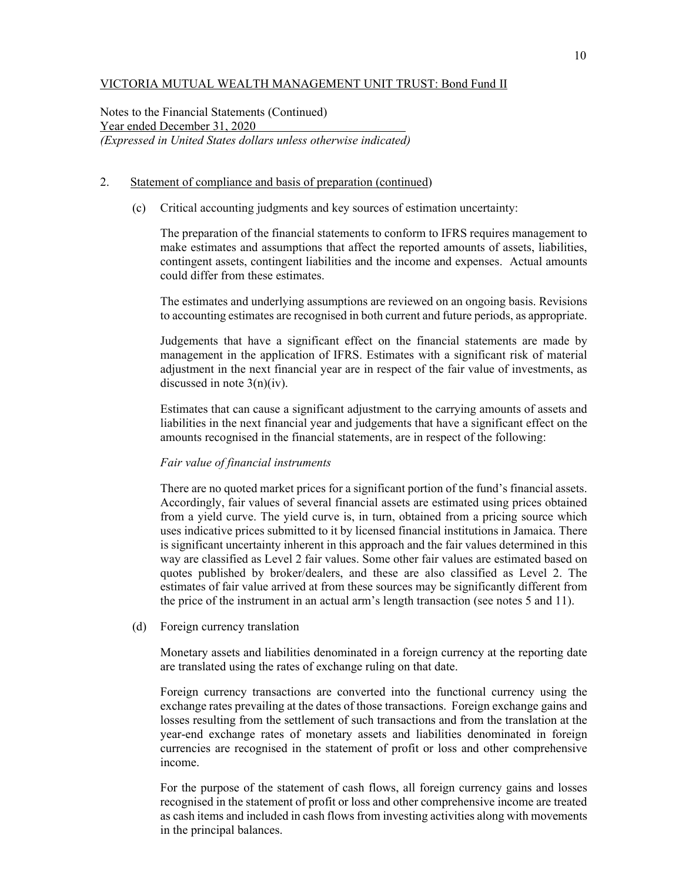VICTORIA MUTUAL WEALTH MANAGEMENT UNIT TRUST: Bond Fund II

Notes to the Financial Statements (Continued)
Year ended December 31, 2020
*(Expressed in United States dollars unless otherwise indicated)*

2. Statement of compliance and basis of preparation (continued)

   (c) Critical accounting judgments and key sources of estimation uncertainty:

   The preparation of the financial statements to conform to IFRS requires management to make estimates and assumptions that affect the reported amounts of assets, liabilities, contingent assets, contingent liabilities and the income and expenses. Actual amounts could differ from these estimates.

   The estimates and underlying assumptions are reviewed on an ongoing basis. Revisions to accounting estimates are recognised in both current and future periods, as appropriate.

   Judgements that have a significant effect on the financial statements are made by management in the application of IFRS. Estimates with a significant risk of material adjustment in the next financial year are in respect of the fair value of investments, as discussed in note 3(n)(iv).

   Estimates that can cause a significant adjustment to the carrying amounts of assets and liabilities in the next financial year and judgements that have a significant effect on the amounts recognised in the financial statements, are in respect of the following:

   *Fair value of financial instruments*

   There are no quoted market prices for a significant portion of the fund's financial assets. Accordingly, fair values of several financial assets are estimated using prices obtained from a yield curve. The yield curve is, in turn, obtained from a pricing source which uses indicative prices submitted to it by licensed financial institutions in Jamaica. There is significant uncertainty inherent in this approach and the fair values determined in this way are classified as Level 2 fair values. Some other fair values are estimated based on quotes published by broker/dealers, and these are also classified as Level 2. The estimates of fair value arrived at from these sources may be significantly different from the price of the instrument in an actual arm's length transaction (see notes 5 and 11).

   (d) Foreign currency translation

   Monetary assets and liabilities denominated in a foreign currency at the reporting date are translated using the rates of exchange ruling on that date.

   Foreign currency transactions are converted into the functional currency using the exchange rates prevailing at the dates of those transactions. Foreign exchange gains and losses resulting from the settlement of such transactions and from the translation at the year-end exchange rates of monetary assets and liabilities denominated in foreign currencies are recognised in the statement of profit or loss and other comprehensive income.

   For the purpose of the statement of cash flows, all foreign currency gains and losses recognised in the statement of profit or loss and other comprehensive income are treated as cash items and included in cash flows from investing activities along with movements in the principal balances.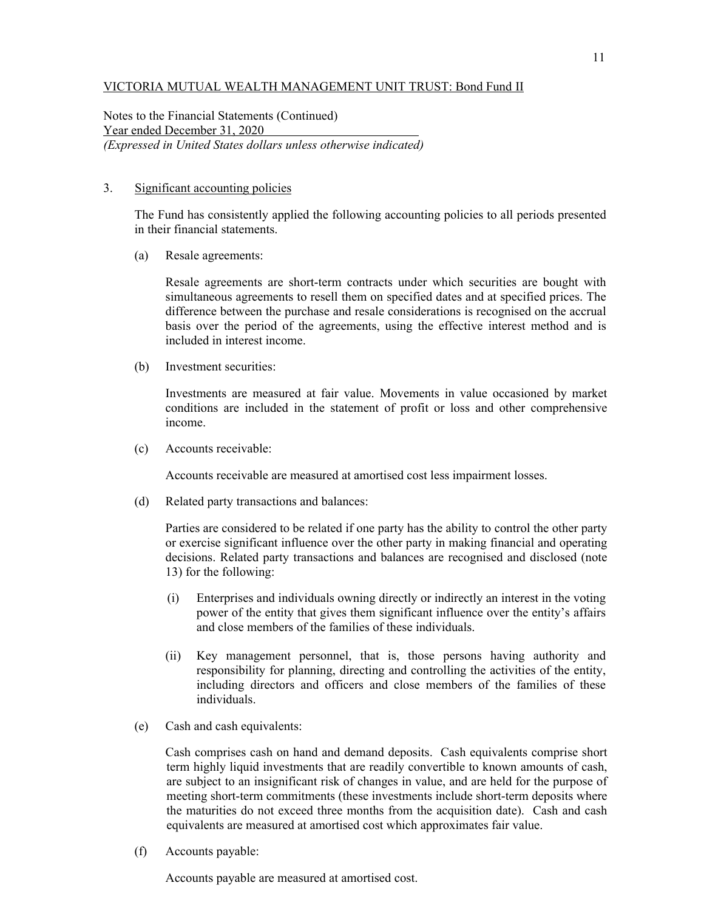VICTORIA MUTUAL WEALTH MANAGEMENT UNIT TRUST: Bond Fund II

Notes to the Financial Statements (Continued)
Year ended December 31, 2020
*(Expressed in United States dollars unless otherwise indicated)*

3. Significant accounting policies

The Fund has consistently applied the following accounting policies to all periods presented in their financial statements.

(a) Resale agreements:

Resale agreements are short-term contracts under which securities are bought with simultaneous agreements to resell them on specified dates and at specified prices. The difference between the purchase and resale considerations is recognised on the accrual basis over the period of the agreements, using the effective interest method and is included in interest income.

(b) Investment securities:

Investments are measured at fair value. Movements in value occasioned by market conditions are included in the statement of profit or loss and other comprehensive income.

(c) Accounts receivable:

Accounts receivable are measured at amortised cost less impairment losses.

(d) Related party transactions and balances:

Parties are considered to be related if one party has the ability to control the other party or exercise significant influence over the other party in making financial and operating decisions. Related party transactions and balances are recognised and disclosed (note 13) for the following:

(i) Enterprises and individuals owning directly or indirectly an interest in the voting power of the entity that gives them significant influence over the entity's affairs and close members of the families of these individuals.

(ii) Key management personnel, that is, those persons having authority and responsibility for planning, directing and controlling the activities of the entity, including directors and officers and close members of the families of these individuals.

(e) Cash and cash equivalents:

Cash comprises cash on hand and demand deposits. Cash equivalents comprise short term highly liquid investments that are readily convertible to known amounts of cash, are subject to an insignificant risk of changes in value, and are held for the purpose of meeting short-term commitments (these investments include short-term deposits where the maturities do not exceed three months from the acquisition date). Cash and cash equivalents are measured at amortised cost which approximates fair value.

(f) Accounts payable:

Accounts payable are measured at amortised cost.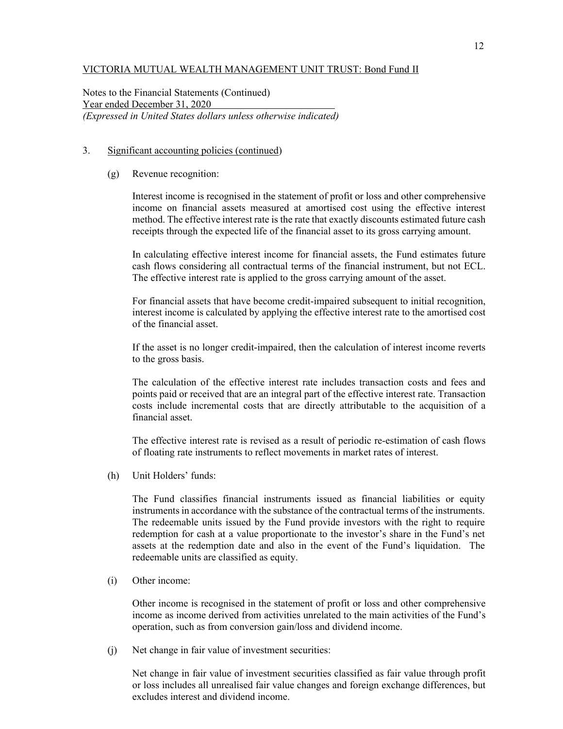VICTORIA MUTUAL WEALTH MANAGEMENT UNIT TRUST: Bond Fund II

Notes to the Financial Statements (Continued)
Year ended December 31, 2020
*(Expressed in United States dollars unless otherwise indicated)*

3. Significant accounting policies (continued)

(g) Revenue recognition:

Interest income is recognised in the statement of profit or loss and other comprehensive income on financial assets measured at amortised cost using the effective interest method. The effective interest rate is the rate that exactly discounts estimated future cash receipts through the expected life of the financial asset to its gross carrying amount.

In calculating effective interest income for financial assets, the Fund estimates future cash flows considering all contractual terms of the financial instrument, but not ECL. The effective interest rate is applied to the gross carrying amount of the asset.

For financial assets that have become credit-impaired subsequent to initial recognition, interest income is calculated by applying the effective interest rate to the amortised cost of the financial asset.

If the asset is no longer credit-impaired, then the calculation of interest income reverts to the gross basis.

The calculation of the effective interest rate includes transaction costs and fees and points paid or received that are an integral part of the effective interest rate. Transaction costs include incremental costs that are directly attributable to the acquisition of a financial asset.

The effective interest rate is revised as a result of periodic re-estimation of cash flows of floating rate instruments to reflect movements in market rates of interest.

(h) Unit Holders' funds:

The Fund classifies financial instruments issued as financial liabilities or equity instruments in accordance with the substance of the contractual terms of the instruments. The redeemable units issued by the Fund provide investors with the right to require redemption for cash at a value proportionate to the investor's share in the Fund's net assets at the redemption date and also in the event of the Fund's liquidation. The redeemable units are classified as equity.

(i) Other income:

Other income is recognised in the statement of profit or loss and other comprehensive income as income derived from activities unrelated to the main activities of the Fund's operation, such as from conversion gain/loss and dividend income.

(j) Net change in fair value of investment securities:

Net change in fair value of investment securities classified as fair value through profit or loss includes all unrealised fair value changes and foreign exchange differences, but excludes interest and dividend income.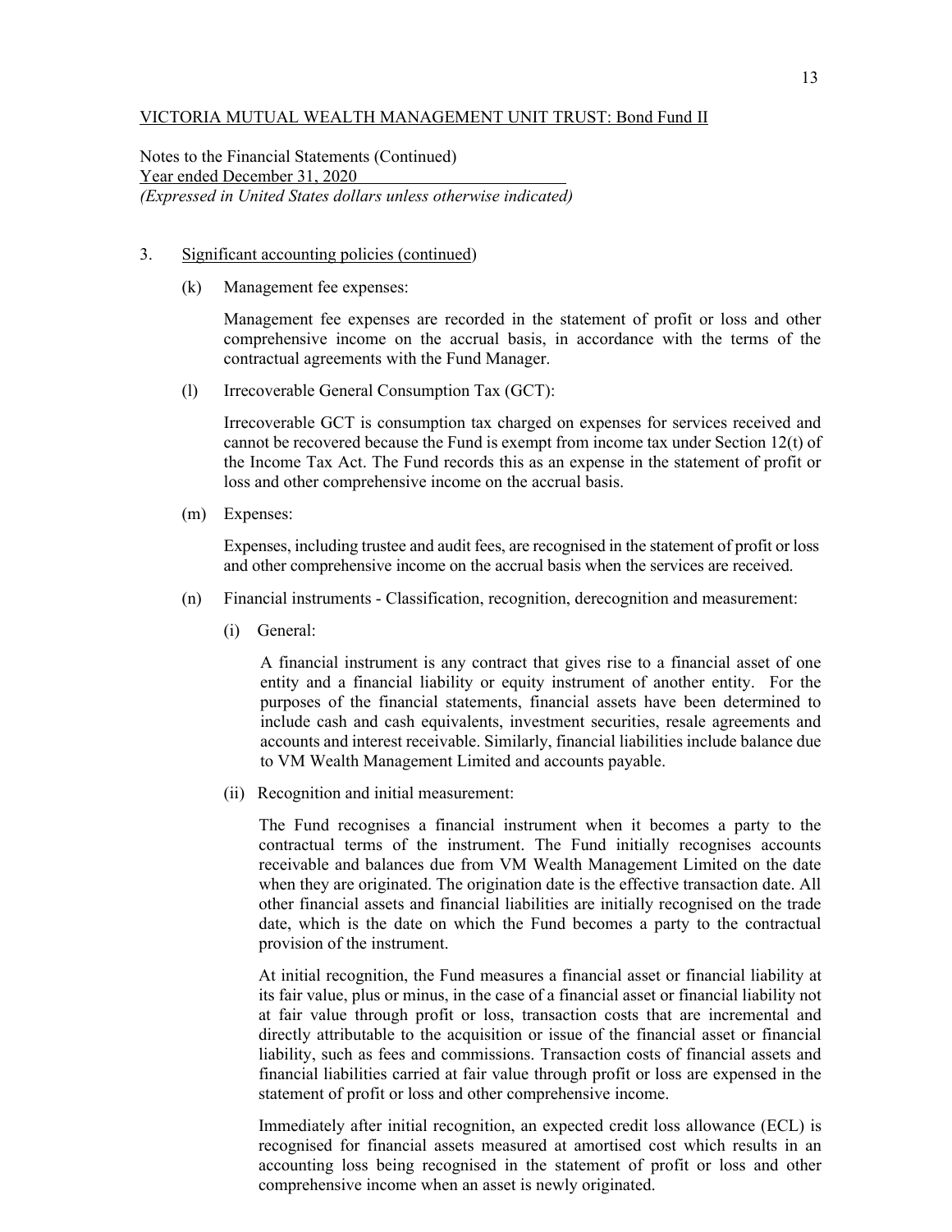VICTORIA MUTUAL WEALTH MANAGEMENT UNIT TRUST: Bond Fund II

Notes to the Financial Statements (Continued)
Year ended December 31, 2020
*(Expressed in United States dollars unless otherwise indicated)*

3. Significant accounting policies (continued)

(k) Management fee expenses:

Management fee expenses are recorded in the statement of profit or loss and other comprehensive income on the accrual basis, in accordance with the terms of the contractual agreements with the Fund Manager.

(l) Irrecoverable General Consumption Tax (GCT):

Irrecoverable GCT is consumption tax charged on expenses for services received and cannot be recovered because the Fund is exempt from income tax under Section 12(t) of the Income Tax Act. The Fund records this as an expense in the statement of profit or loss and other comprehensive income on the accrual basis.

(m) Expenses:

Expenses, including trustee and audit fees, are recognised in the statement of profit or loss and other comprehensive income on the accrual basis when the services are received.

(n) Financial instruments - Classification, recognition, derecognition and measurement:

(i) General:

A financial instrument is any contract that gives rise to a financial asset of one entity and a financial liability or equity instrument of another entity. For the purposes of the financial statements, financial assets have been determined to include cash and cash equivalents, investment securities, resale agreements and accounts and interest receivable. Similarly, financial liabilities include balance due to VM Wealth Management Limited and accounts payable.

(ii) Recognition and initial measurement:

The Fund recognises a financial instrument when it becomes a party to the contractual terms of the instrument. The Fund initially recognises accounts receivable and balances due from VM Wealth Management Limited on the date when they are originated. The origination date is the effective transaction date. All other financial assets and financial liabilities are initially recognised on the trade date, which is the date on which the Fund becomes a party to the contractual provision of the instrument.

At initial recognition, the Fund measures a financial asset or financial liability at its fair value, plus or minus, in the case of a financial asset or financial liability not at fair value through profit or loss, transaction costs that are incremental and directly attributable to the acquisition or issue of the financial asset or financial liability, such as fees and commissions. Transaction costs of financial assets and financial liabilities carried at fair value through profit or loss are expensed in the statement of profit or loss and other comprehensive income.

Immediately after initial recognition, an expected credit loss allowance (ECL) is recognised for financial assets measured at amortised cost which results in an accounting loss being recognised in the statement of profit or loss and other comprehensive income when an asset is newly originated.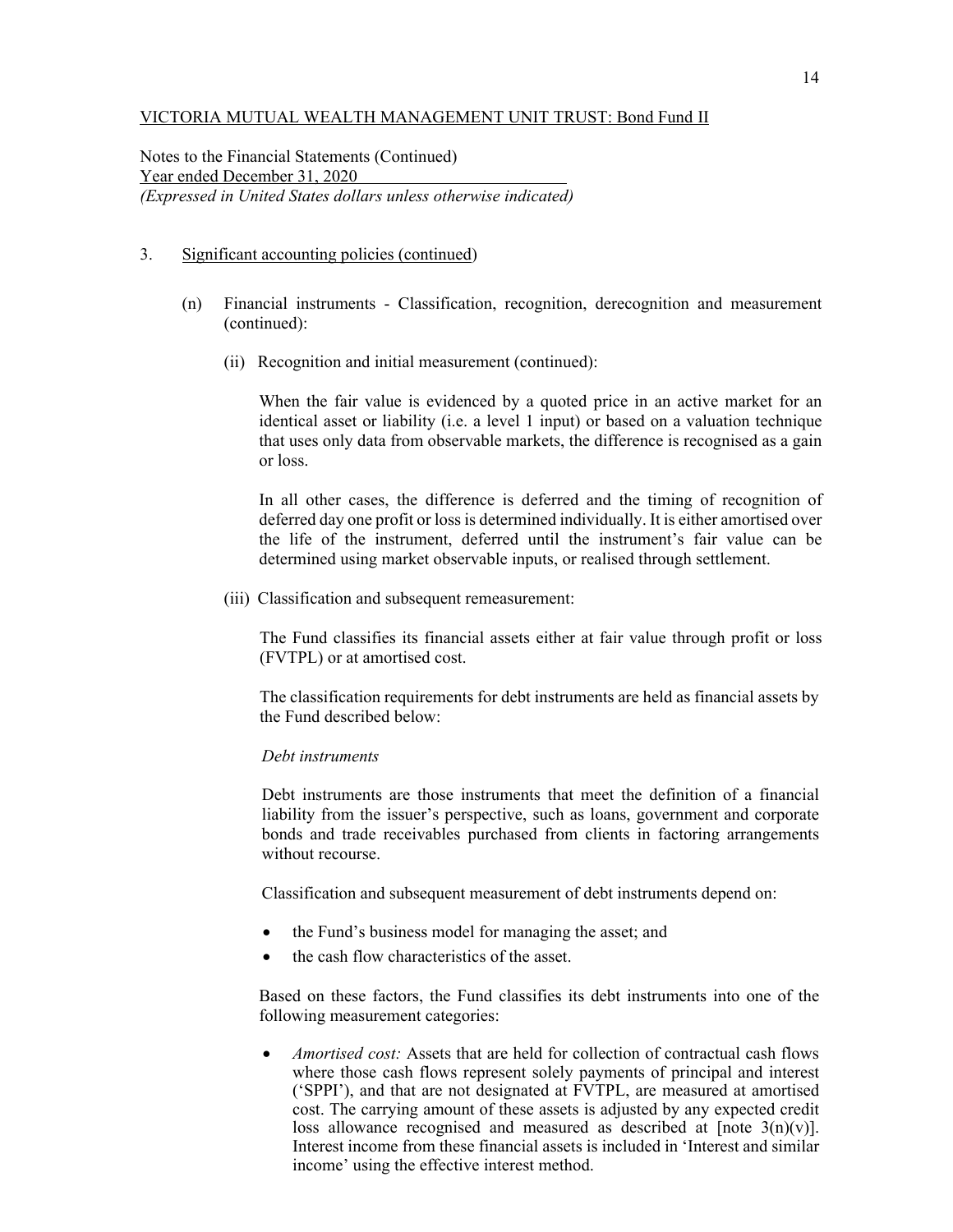VICTORIA MUTUAL WEALTH MANAGEMENT UNIT TRUST: Bond Fund II

Notes to the Financial Statements (Continued)
Year ended December 31, 2020
*(Expressed in United States dollars unless otherwise indicated)*

3. Significant accounting policies (continued)

(n) Financial instruments - Classification, recognition, derecognition and measurement (continued):

(ii) Recognition and initial measurement (continued):

When the fair value is evidenced by a quoted price in an active market for an identical asset or liability (i.e. a level 1 input) or based on a valuation technique that uses only data from observable markets, the difference is recognised as a gain or loss.

In all other cases, the difference is deferred and the timing of recognition of deferred day one profit or loss is determined individually. It is either amortised over the life of the instrument, deferred until the instrument's fair value can be determined using market observable inputs, or realised through settlement.

(iii) Classification and subsequent remeasurement:

The Fund classifies its financial assets either at fair value through profit or loss (FVTPL) or at amortised cost.

The classification requirements for debt instruments are held as financial assets by the Fund described below:

*Debt instruments*

Debt instruments are those instruments that meet the definition of a financial liability from the issuer's perspective, such as loans, government and corporate bonds and trade receivables purchased from clients in factoring arrangements without recourse.

Classification and subsequent measurement of debt instruments depend on:

- the Fund's business model for managing the asset; and
- the cash flow characteristics of the asset.

Based on these factors, the Fund classifies its debt instruments into one of the following measurement categories:

- *Amortised cost:* Assets that are held for collection of contractual cash flows where those cash flows represent solely payments of principal and interest ('SPPI'), and that are not designated at FVTPL, are measured at amortised cost. The carrying amount of these assets is adjusted by any expected credit loss allowance recognised and measured as described at [note 3(n)(v)]. Interest income from these financial assets is included in 'Interest and similar income' using the effective interest method.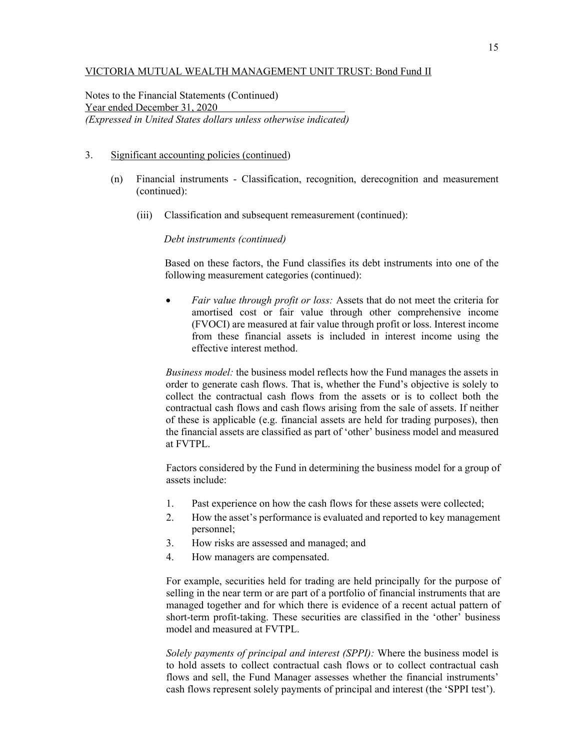VICTORIA MUTUAL WEALTH MANAGEMENT UNIT TRUST: Bond Fund II

Notes to the Financial Statements (Continued)
Year ended December 31, 2020
*(Expressed in United States dollars unless otherwise indicated)*

3. Significant accounting policies (continued)

   (n) Financial instruments - Classification, recognition, derecognition and measurement (continued):

      (iii) Classification and subsequent remeasurement (continued):

*Debt instruments (continued)*

Based on these factors, the Fund classifies its debt instruments into one of the following measurement categories (continued):

- *Fair value through profit or loss:* Assets that do not meet the criteria for amortised cost or fair value through other comprehensive income (FVOCI) are measured at fair value through profit or loss. Interest income from these financial assets is included in interest income using the effective interest method.

*Business model:* the business model reflects how the Fund manages the assets in order to generate cash flows. That is, whether the Fund's objective is solely to collect the contractual cash flows from the assets or is to collect both the contractual cash flows and cash flows arising from the sale of assets. If neither of these is applicable (e.g. financial assets are held for trading purposes), then the financial assets are classified as part of 'other' business model and measured at FVTPL.

Factors considered by the Fund in determining the business model for a group of assets include:

1. Past experience on how the cash flows for these assets were collected;
2. How the asset's performance is evaluated and reported to key management personnel;
3. How risks are assessed and managed; and
4. How managers are compensated.

For example, securities held for trading are held principally for the purpose of selling in the near term or are part of a portfolio of financial instruments that are managed together and for which there is evidence of a recent actual pattern of short-term profit-taking. These securities are classified in the 'other' business model and measured at FVTPL.

*Solely payments of principal and interest (SPPI):* Where the business model is to hold assets to collect contractual cash flows or to collect contractual cash flows and sell, the Fund Manager assesses whether the financial instruments' cash flows represent solely payments of principal and interest (the 'SPPI test').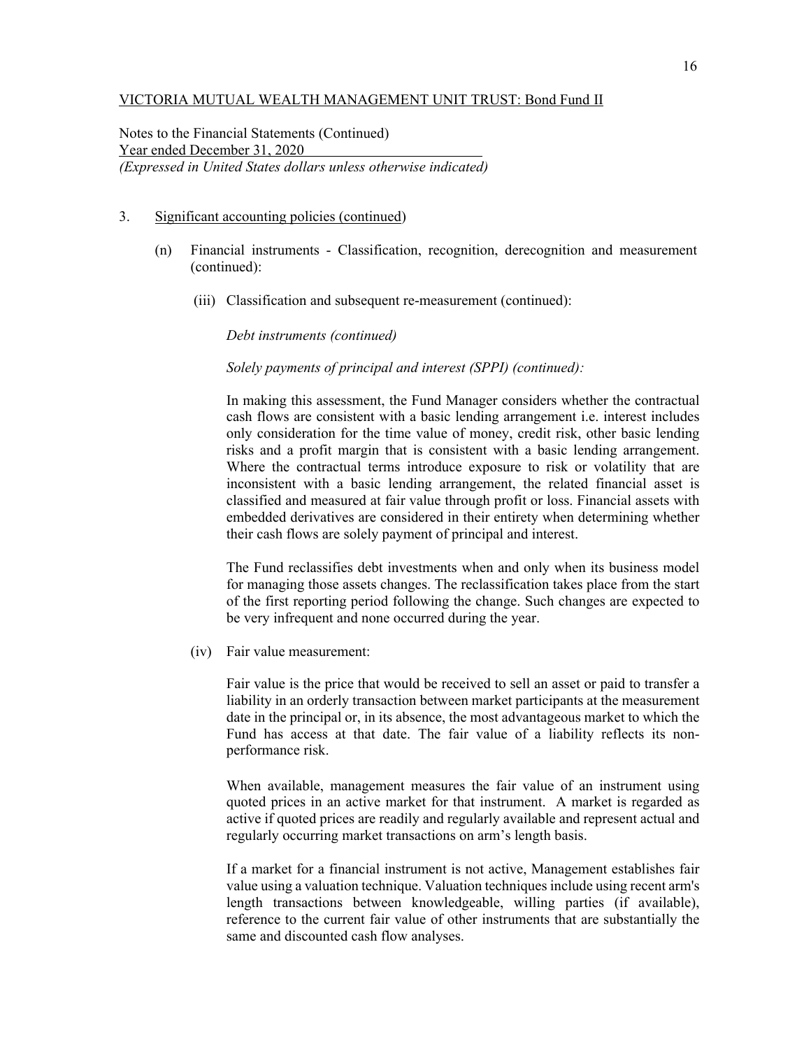VICTORIA MUTUAL WEALTH MANAGEMENT UNIT TRUST: Bond Fund II

Notes to the Financial Statements (Continued)
Year ended December 31, 2020
*(Expressed in United States dollars unless otherwise indicated)*

3. Significant accounting policies (continued)

   (n) Financial instruments - Classification, recognition, derecognition and measurement (continued):

      (iii) Classification and subsequent re-measurement (continued):

      *Debt instruments (continued)*

      *Solely payments of principal and interest (SPPI) (continued):*

      In making this assessment, the Fund Manager considers whether the contractual cash flows are consistent with a basic lending arrangement i.e. interest includes only consideration for the time value of money, credit risk, other basic lending risks and a profit margin that is consistent with a basic lending arrangement. Where the contractual terms introduce exposure to risk or volatility that are inconsistent with a basic lending arrangement, the related financial asset is classified and measured at fair value through profit or loss. Financial assets with embedded derivatives are considered in their entirety when determining whether their cash flows are solely payment of principal and interest.

      The Fund reclassifies debt investments when and only when its business model for managing those assets changes. The reclassification takes place from the start of the first reporting period following the change. Such changes are expected to be very infrequent and none occurred during the year.

      (iv) Fair value measurement:

      Fair value is the price that would be received to sell an asset or paid to transfer a liability in an orderly transaction between market participants at the measurement date in the principal or, in its absence, the most advantageous market to which the Fund has access at that date. The fair value of a liability reflects its non-performance risk.

      When available, management measures the fair value of an instrument using quoted prices in an active market for that instrument. A market is regarded as active if quoted prices are readily and regularly available and represent actual and regularly occurring market transactions on arm's length basis.

      If a market for a financial instrument is not active, Management establishes fair value using a valuation technique. Valuation techniques include using recent arm's length transactions between knowledgeable, willing parties (if available), reference to the current fair value of other instruments that are substantially the same and discounted cash flow analyses.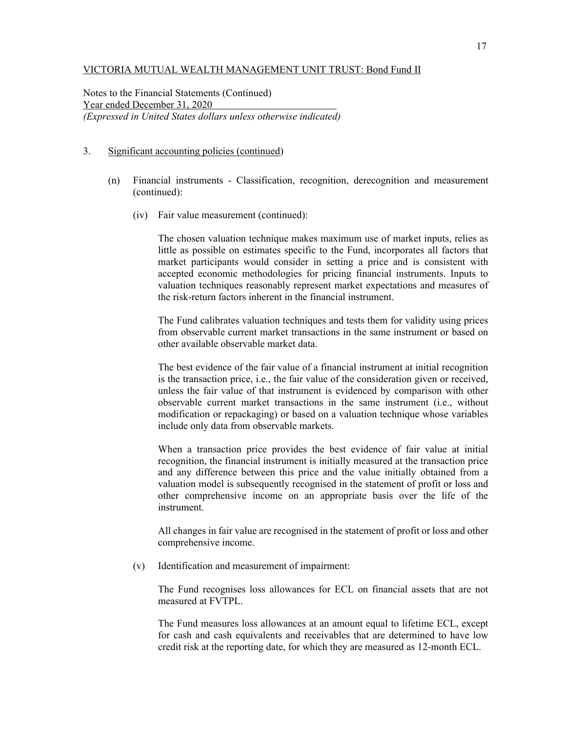VICTORIA MUTUAL WEALTH MANAGEMENT UNIT TRUST: Bond Fund II

Notes to the Financial Statements (Continued)
Year ended December 31, 2020
*(Expressed in United States dollars unless otherwise indicated)*

3. Significant accounting policies (continued)

(n) Financial instruments - Classification, recognition, derecognition and measurement (continued):

(iv) Fair value measurement (continued):

The chosen valuation technique makes maximum use of market inputs, relies as little as possible on estimates specific to the Fund, incorporates all factors that market participants would consider in setting a price and is consistent with accepted economic methodologies for pricing financial instruments. Inputs to valuation techniques reasonably represent market expectations and measures of the risk-return factors inherent in the financial instrument.

The Fund calibrates valuation techniques and tests them for validity using prices from observable current market transactions in the same instrument or based on other available observable market data.

The best evidence of the fair value of a financial instrument at initial recognition is the transaction price, i.e., the fair value of the consideration given or received, unless the fair value of that instrument is evidenced by comparison with other observable current market transactions in the same instrument (i.e., without modification or repackaging) or based on a valuation technique whose variables include only data from observable markets.

When a transaction price provides the best evidence of fair value at initial recognition, the financial instrument is initially measured at the transaction price and any difference between this price and the value initially obtained from a valuation model is subsequently recognised in the statement of profit or loss and other comprehensive income on an appropriate basis over the life of the instrument.

All changes in fair value are recognised in the statement of profit or loss and other comprehensive income.

(v) Identification and measurement of impairment:

The Fund recognises loss allowances for ECL on financial assets that are not measured at FVTPL.

The Fund measures loss allowances at an amount equal to lifetime ECL, except for cash and cash equivalents and receivables that are determined to have low credit risk at the reporting date, for which they are measured as 12-month ECL.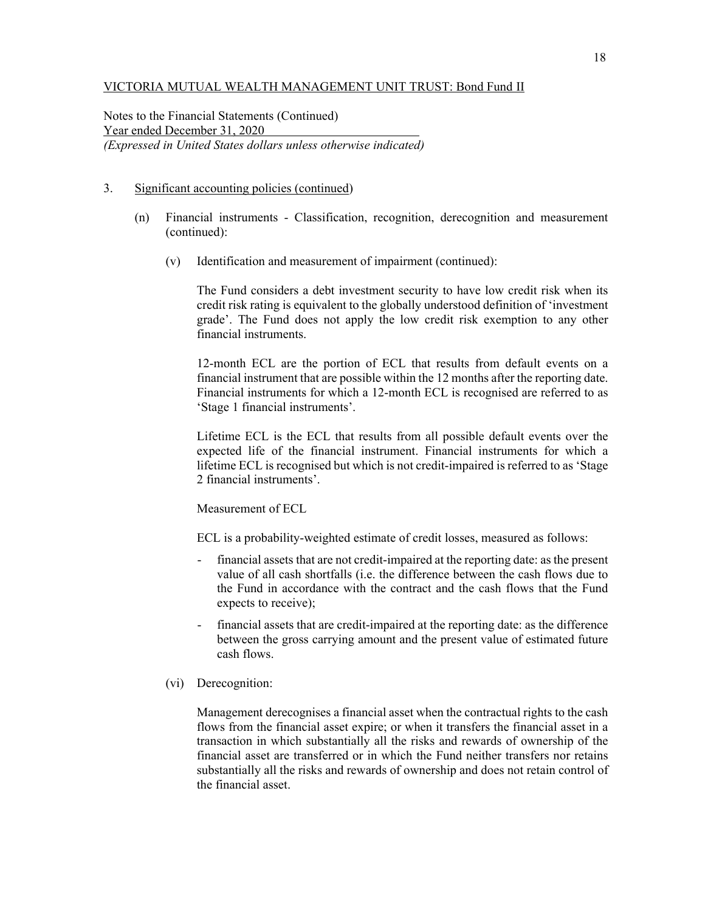VICTORIA MUTUAL WEALTH MANAGEMENT UNIT TRUST: Bond Fund II

Notes to the Financial Statements (Continued)
Year ended December 31, 2020
*(Expressed in United States dollars unless otherwise indicated)*

3. Significant accounting policies (continued)

   (n) Financial instruments - Classification, recognition, derecognition and measurement (continued):

      (v) Identification and measurement of impairment (continued):

      The Fund considers a debt investment security to have low credit risk when its credit risk rating is equivalent to the globally understood definition of 'investment grade'. The Fund does not apply the low credit risk exemption to any other financial instruments.

      12-month ECL are the portion of ECL that results from default events on a financial instrument that are possible within the 12 months after the reporting date. Financial instruments for which a 12-month ECL is recognised are referred to as 'Stage 1 financial instruments'.

      Lifetime ECL is the ECL that results from all possible default events over the expected life of the financial instrument. Financial instruments for which a lifetime ECL is recognised but which is not credit-impaired is referred to as 'Stage 2 financial instruments'.

      Measurement of ECL

      ECL is a probability-weighted estimate of credit losses, measured as follows:

      - financial assets that are not credit-impaired at the reporting date: as the present value of all cash shortfalls (i.e. the difference between the cash flows due to the Fund in accordance with the contract and the cash flows that the Fund expects to receive);

      - financial assets that are credit-impaired at the reporting date: as the difference between the gross carrying amount and the present value of estimated future cash flows.

      (vi) Derecognition:

      Management derecognises a financial asset when the contractual rights to the cash flows from the financial asset expire; or when it transfers the financial asset in a transaction in which substantially all the risks and rewards of ownership of the financial asset are transferred or in which the Fund neither transfers nor retains substantially all the risks and rewards of ownership and does not retain control of the financial asset.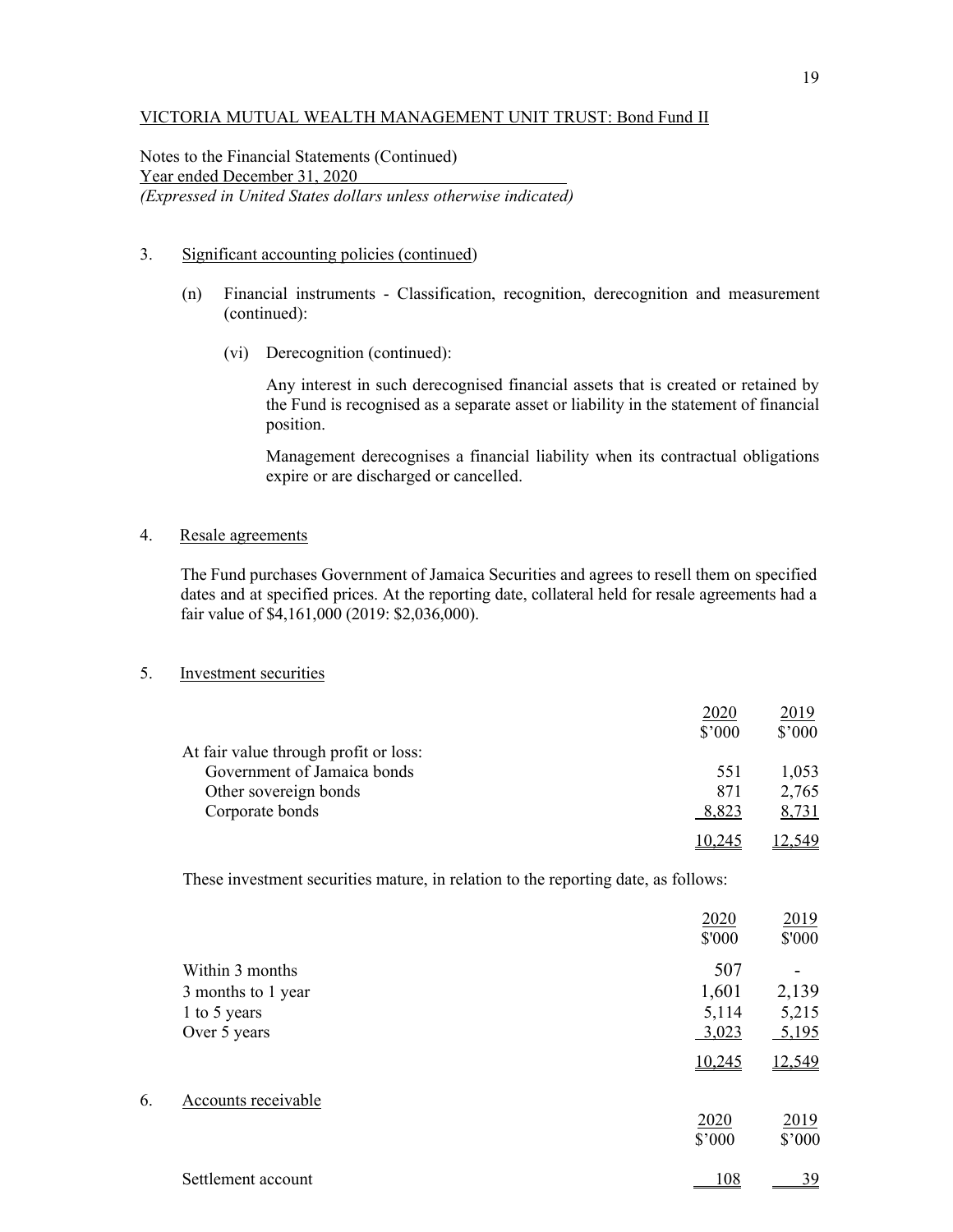VICTORIA MUTUAL WEALTH MANAGEMENT UNIT TRUST: Bond Fund II

Notes to the Financial Statements (Continued)
Year ended December 31, 2020
*(Expressed in United States dollars unless otherwise indicated)*

3. Significant accounting policies (continued)

   (n) Financial instruments - Classification, recognition, derecognition and measurement (continued):

      (vi) Derecognition (continued):

      Any interest in such derecognised financial assets that is created or retained by the Fund is recognised as a separate asset or liability in the statement of financial position.

      Management derecognises a financial liability when its contractual obligations expire or are discharged or cancelled.

4. Resale agreements

   The Fund purchases Government of Jamaica Securities and agrees to resell them on specified dates and at specified prices. At the reporting date, collateral held for resale agreements had a fair value of $4,161,000 (2019: $2,036,000).

5. Investment securities

| | 2020 $'000 | 2019 $'000 |
|---|---|---|
| At fair value through profit or loss: | | |
| Government of Jamaica bonds | 551 | 1,053 |
| Other sovereign bonds | 871 | 2,765 |
| Corporate bonds | 8,823 | 8,731 |
| | 10,245 | 12,549 |

   These investment securities mature, in relation to the reporting date, as follows:

| | 2020 $'000 | 2019 $'000 |
|---|---|---|
| Within 3 months | 507 | - |
| 3 months to 1 year | 1,601 | 2,139 |
| 1 to 5 years | 5,114 | 5,215 |
| Over 5 years | 3,023 | 5,195 |
| | 10,245 | 12,549 |

6. Accounts receivable

| | 2020 $'000 | 2019 $'000 |
|---|---|---|
| Settlement account | 108 | 39 |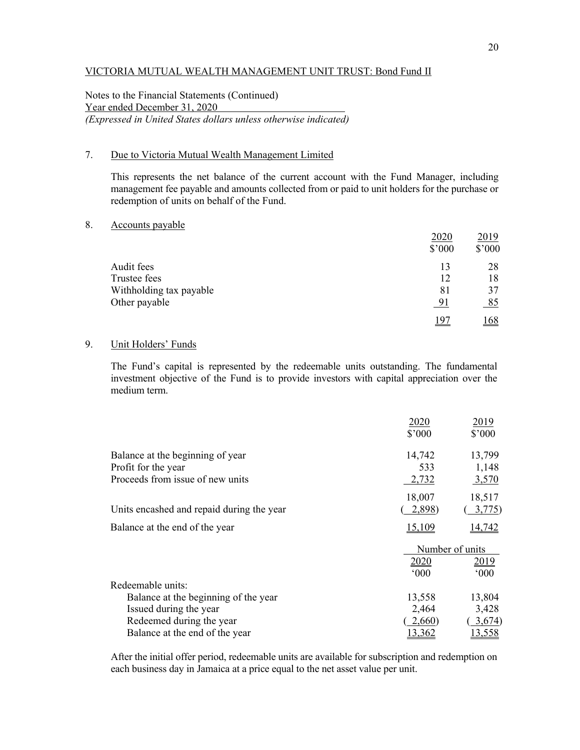VICTORIA MUTUAL WEALTH MANAGEMENT UNIT TRUST: Bond Fund II

Notes to the Financial Statements (Continued)
Year ended December 31, 2020
*(Expressed in United States dollars unless otherwise indicated)*

## 7. Due to Victoria Mutual Wealth Management Limited

This represents the net balance of the current account with the Fund Manager, including management fee payable and amounts collected from or paid to unit holders for the purchase or redemption of units on behalf of the Fund.

## 8. Accounts payable

| | 2020<br>$'000 | 2019<br>$'000 |
|---|---|---|
| Audit fees | 13 | 28 |
| Trustee fees | 12 | 18 |
| Withholding tax payable | 81 | 37 |
| Other payable | 91 | 85 |
| | 197 | 168 |

## 9. Unit Holders' Funds

The Fund's capital is represented by the redeemable units outstanding. The fundamental investment objective of the Fund is to provide investors with capital appreciation over the medium term.

| | 2020<br>$'000 | 2019<br>$'000 |
|---|---|---|
| Balance at the beginning of year | 14,742 | 13,799 |
| Profit for the year | 533 | 1,148 |
| Proceeds from issue of new units | 2,732 | 3,570 |
| | 18,007 | 18,517 |
| Units encashed and repaid during the year | ( 2,898) | ( 3,775) |
| Balance at the end of the year | 15,109 | 14,742 |

| | Number of units | |
|---|---|---|
| | 2020<br>'000 | 2019<br>'000 |
| Redeemable units: | | |
| Balance at the beginning of the year | 13,558 | 13,804 |
| Issued during the year | 2,464 | 3,428 |
| Redeemed during the year | ( 2,660) | ( 3,674) |
| Balance at the end of the year | 13,362 | 13,558 |

After the initial offer period, redeemable units are available for subscription and redemption on each business day in Jamaica at a price equal to the net asset value per unit.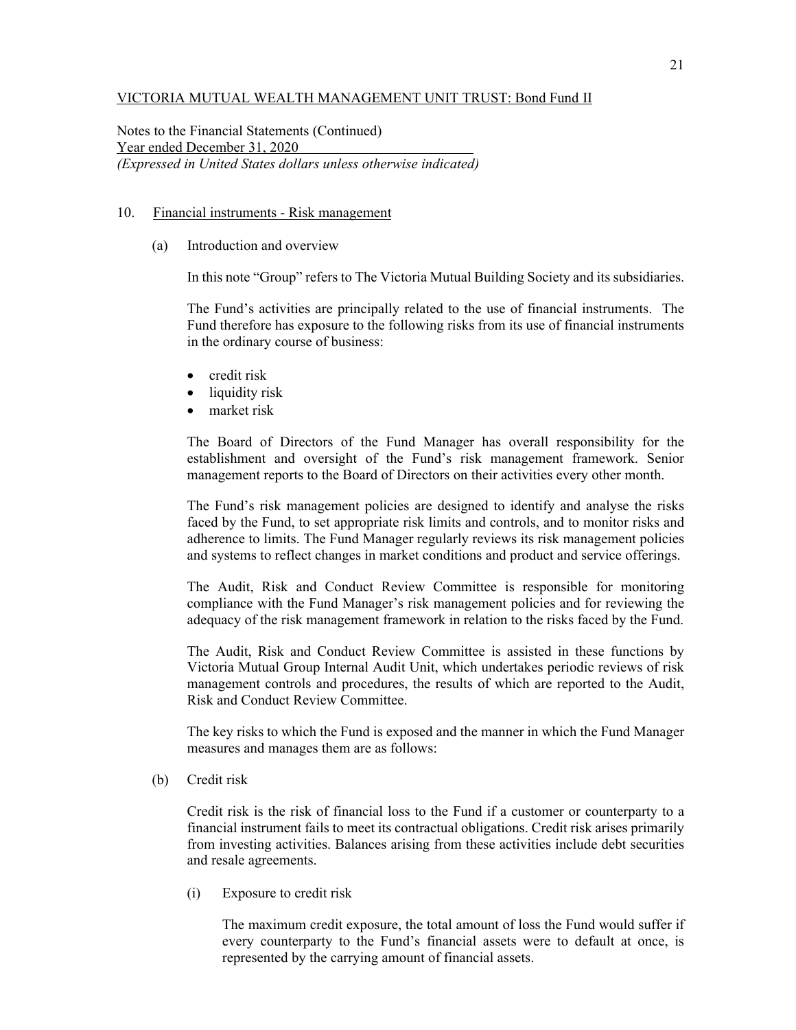VICTORIA MUTUAL WEALTH MANAGEMENT UNIT TRUST: Bond Fund II

Notes to the Financial Statements (Continued)
Year ended December 31, 2020
*(Expressed in United States dollars unless otherwise indicated)*

## 10. Financial instruments - Risk management

### (a) Introduction and overview

In this note "Group" refers to The Victoria Mutual Building Society and its subsidiaries.

The Fund's activities are principally related to the use of financial instruments. The Fund therefore has exposure to the following risks from its use of financial instruments in the ordinary course of business:

- credit risk
- liquidity risk
- market risk

The Board of Directors of the Fund Manager has overall responsibility for the establishment and oversight of the Fund's risk management framework. Senior management reports to the Board of Directors on their activities every other month.

The Fund's risk management policies are designed to identify and analyse the risks faced by the Fund, to set appropriate risk limits and controls, and to monitor risks and adherence to limits. The Fund Manager regularly reviews its risk management policies and systems to reflect changes in market conditions and product and service offerings.

The Audit, Risk and Conduct Review Committee is responsible for monitoring compliance with the Fund Manager's risk management policies and for reviewing the adequacy of the risk management framework in relation to the risks faced by the Fund.

The Audit, Risk and Conduct Review Committee is assisted in these functions by Victoria Mutual Group Internal Audit Unit, which undertakes periodic reviews of risk management controls and procedures, the results of which are reported to the Audit, Risk and Conduct Review Committee.

The key risks to which the Fund is exposed and the manner in which the Fund Manager measures and manages them are as follows:

### (b) Credit risk

Credit risk is the risk of financial loss to the Fund if a customer or counterparty to a financial instrument fails to meet its contractual obligations. Credit risk arises primarily from investing activities. Balances arising from these activities include debt securities and resale agreements.

#### (i) Exposure to credit risk

The maximum credit exposure, the total amount of loss the Fund would suffer if every counterparty to the Fund's financial assets were to default at once, is represented by the carrying amount of financial assets.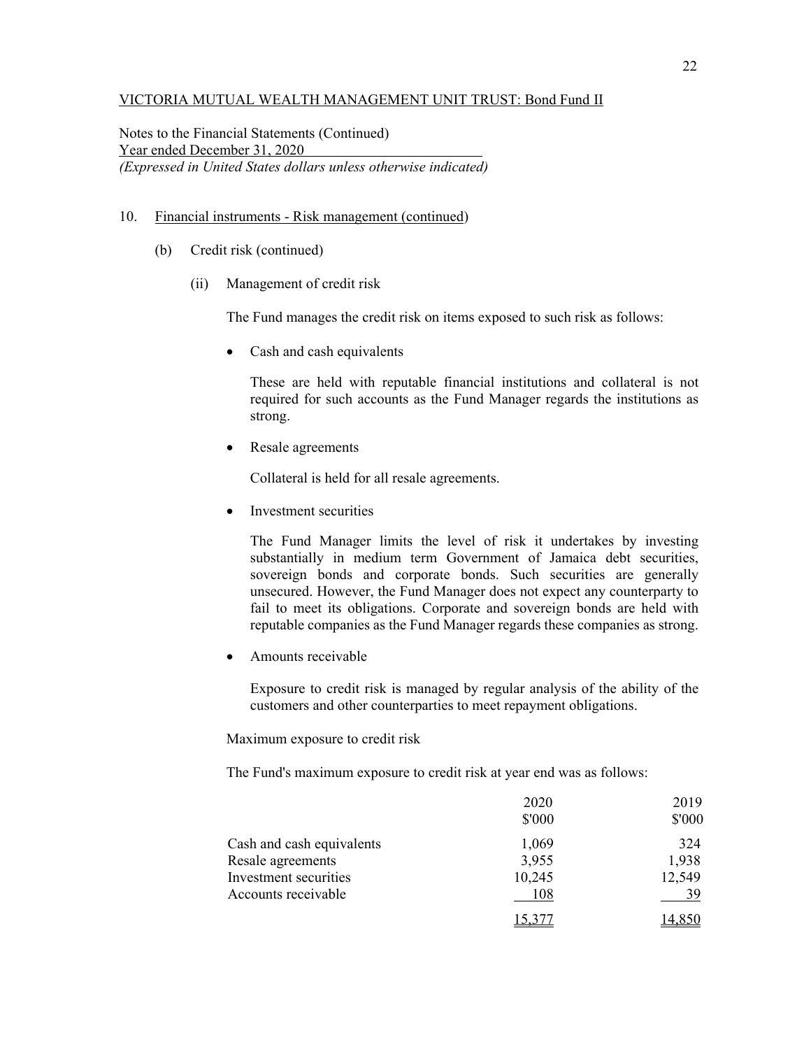VICTORIA MUTUAL WEALTH MANAGEMENT UNIT TRUST: Bond Fund II

Notes to the Financial Statements (Continued)
Year ended December 31, 2020
*(Expressed in United States dollars unless otherwise indicated)*

10. Financial instruments - Risk management (continued)

(b) Credit risk (continued)

(ii) Management of credit risk

The Fund manages the credit risk on items exposed to such risk as follows:

- Cash and cash equivalents

  These are held with reputable financial institutions and collateral is not required for such accounts as the Fund Manager regards the institutions as strong.

- Resale agreements

  Collateral is held for all resale agreements.

- Investment securities

  The Fund Manager limits the level of risk it undertakes by investing substantially in medium term Government of Jamaica debt securities, sovereign bonds and corporate bonds. Such securities are generally unsecured. However, the Fund Manager does not expect any counterparty to fail to meet its obligations. Corporate and sovereign bonds are held with reputable companies as the Fund Manager regards these companies as strong.

- Amounts receivable

  Exposure to credit risk is managed by regular analysis of the ability of the customers and other counterparties to meet repayment obligations.

Maximum exposure to credit risk

The Fund's maximum exposure to credit risk at year end was as follows:

| | 2020<br>$'000 | 2019<br>$'000 |
|---|---|---|
| Cash and cash equivalents | 1,069 | 324 |
| Resale agreements | 3,955 | 1,938 |
| Investment securities | 10,245 | 12,549 |
| Accounts receivable | 108 | 39 |
| | 15,377 | 14,850 |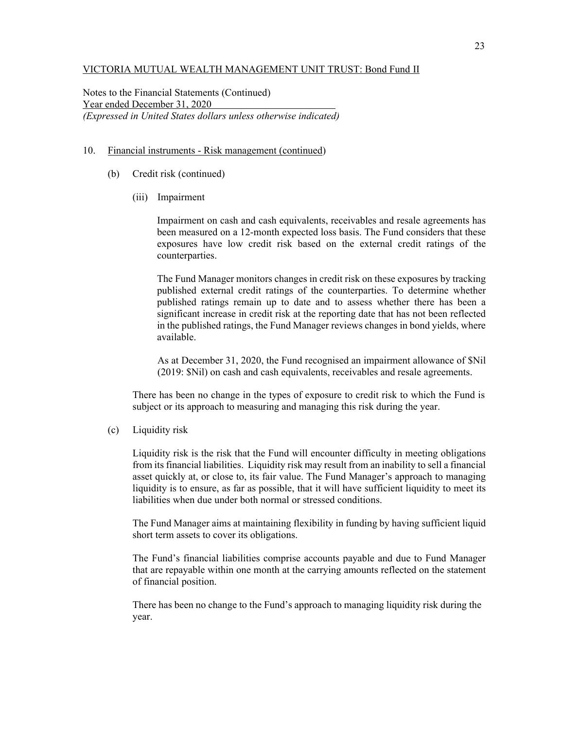VICTORIA MUTUAL WEALTH MANAGEMENT UNIT TRUST: Bond Fund II

Notes to the Financial Statements (Continued)
Year ended December 31, 2020
*(Expressed in United States dollars unless otherwise indicated)*

10. Financial instruments - Risk management (continued)

(b) Credit risk (continued)

(iii) Impairment

Impairment on cash and cash equivalents, receivables and resale agreements has been measured on a 12-month expected loss basis. The Fund considers that these exposures have low credit risk based on the external credit ratings of the counterparties.

The Fund Manager monitors changes in credit risk on these exposures by tracking published external credit ratings of the counterparties. To determine whether published ratings remain up to date and to assess whether there has been a significant increase in credit risk at the reporting date that has not been reflected in the published ratings, the Fund Manager reviews changes in bond yields, where available.

As at December 31, 2020, the Fund recognised an impairment allowance of $Nil (2019: $Nil) on cash and cash equivalents, receivables and resale agreements.

There has been no change in the types of exposure to credit risk to which the Fund is subject or its approach to measuring and managing this risk during the year.

(c) Liquidity risk

Liquidity risk is the risk that the Fund will encounter difficulty in meeting obligations from its financial liabilities. Liquidity risk may result from an inability to sell a financial asset quickly at, or close to, its fair value. The Fund Manager's approach to managing liquidity is to ensure, as far as possible, that it will have sufficient liquidity to meet its liabilities when due under both normal or stressed conditions.

The Fund Manager aims at maintaining flexibility in funding by having sufficient liquid short term assets to cover its obligations.

The Fund's financial liabilities comprise accounts payable and due to Fund Manager that are repayable within one month at the carrying amounts reflected on the statement of financial position.

There has been no change to the Fund's approach to managing liquidity risk during the year.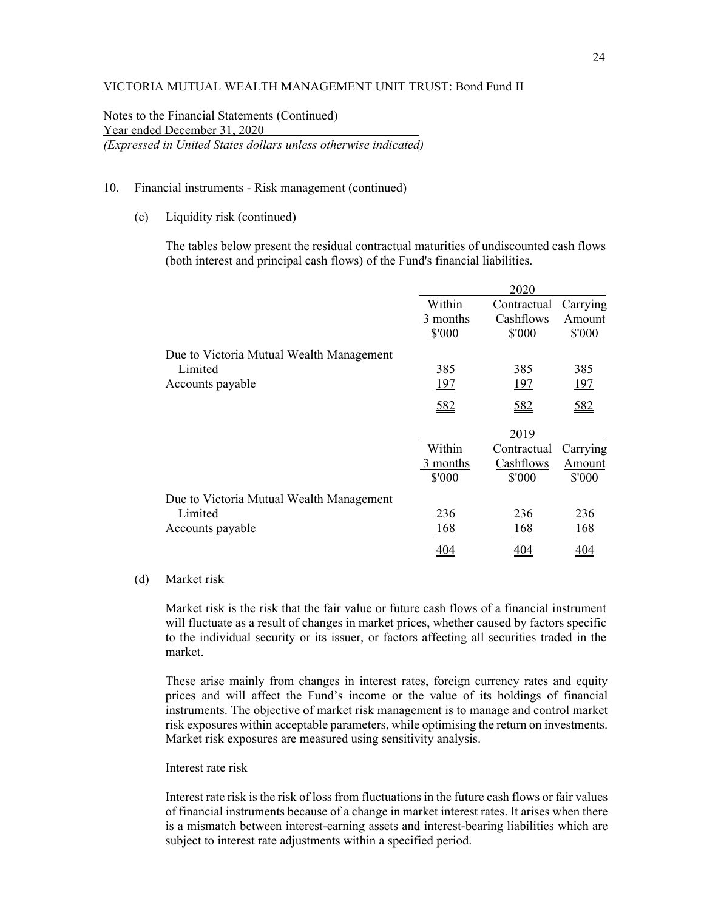VICTORIA MUTUAL WEALTH MANAGEMENT UNIT TRUST: Bond Fund II

Notes to the Financial Statements (Continued)
Year ended December 31, 2020
*(Expressed in United States dollars unless otherwise indicated)*

10. Financial instruments - Risk management (continued)

(c) Liquidity risk (continued)

The tables below present the residual contractual maturities of undiscounted cash flows (both interest and principal cash flows) of the Fund's financial liabilities.

| | 2020 | | |
|---|---|---|---|
| | Within 3 months $'000 | Contractual Cashflows $'000 | Carrying Amount $'000 |
| Due to Victoria Mutual Wealth Management Limited | 385 | 385 | 385 |
| Accounts payable | 197 | 197 | 197 |
| | 582 | 582 | 582 |

| | 2019 | | |
|---|---|---|---|
| | Within 3 months $'000 | Contractual Cashflows $'000 | Carrying Amount $'000 |
| Due to Victoria Mutual Wealth Management Limited | 236 | 236 | 236 |
| Accounts payable | 168 | 168 | 168 |
| | 404 | 404 | 404 |

(d) Market risk

Market risk is the risk that the fair value or future cash flows of a financial instrument will fluctuate as a result of changes in market prices, whether caused by factors specific to the individual security or its issuer, or factors affecting all securities traded in the market.

These arise mainly from changes in interest rates, foreign currency rates and equity prices and will affect the Fund's income or the value of its holdings of financial instruments. The objective of market risk management is to manage and control market risk exposures within acceptable parameters, while optimising the return on investments. Market risk exposures are measured using sensitivity analysis.

Interest rate risk

Interest rate risk is the risk of loss from fluctuations in the future cash flows or fair values of financial instruments because of a change in market interest rates. It arises when there is a mismatch between interest-earning assets and interest-bearing liabilities which are subject to interest rate adjustments within a specified period.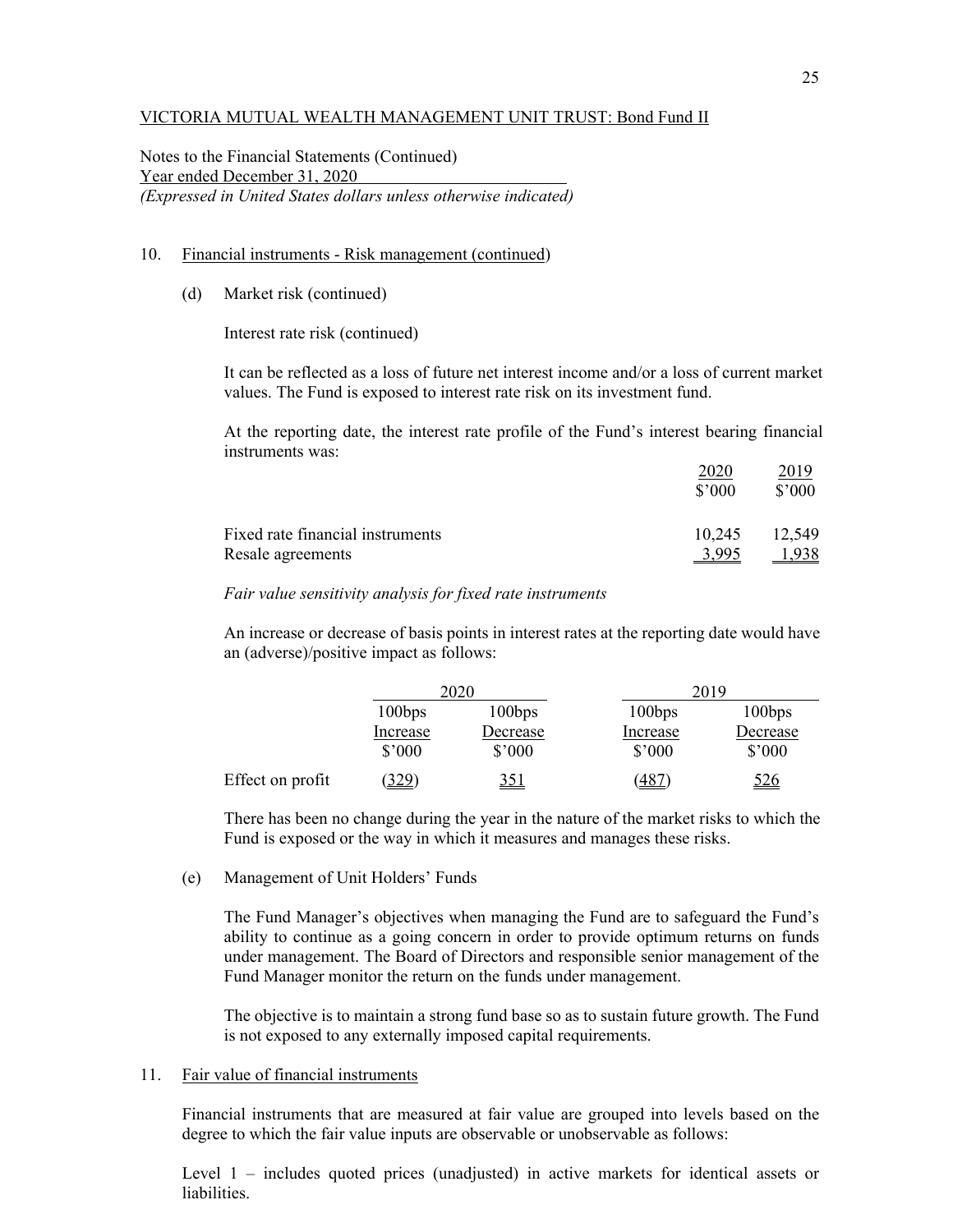VICTORIA MUTUAL WEALTH MANAGEMENT UNIT TRUST: Bond Fund II

Notes to the Financial Statements (Continued)
Year ended December 31, 2020
*(Expressed in United States dollars unless otherwise indicated)*

10. Financial instruments - Risk management (continued)

(d) Market risk (continued)

Interest rate risk (continued)

It can be reflected as a loss of future net interest income and/or a loss of current market values. The Fund is exposed to interest rate risk on its investment fund.

At the reporting date, the interest rate profile of the Fund's interest bearing financial instruments was:

| | 2020<br>$'000 | 2019<br>$'000 |
|---|---|---|
| Fixed rate financial instruments | 10,245 | 12,549 |
| Resale agreements | 3,995 | 1,938 |

*Fair value sensitivity analysis for fixed rate instruments*

An increase or decrease of basis points in interest rates at the reporting date would have an (adverse)/positive impact as follows:

| | 2020 | | 2019 | |
|---|---|---|---|---|
| | 100bps<br>Increase<br>$'000 | 100bps<br>Decrease<br>$'000 | 100bps<br>Increase<br>$'000 | 100bps<br>Decrease<br>$'000 |
| Effect on profit | (329) | 351 | (487) | 526 |

There has been no change during the year in the nature of the market risks to which the Fund is exposed or the way in which it measures and manages these risks.

(e) Management of Unit Holders' Funds

The Fund Manager's objectives when managing the Fund are to safeguard the Fund's ability to continue as a going concern in order to provide optimum returns on funds under management. The Board of Directors and responsible senior management of the Fund Manager monitor the return on the funds under management.

The objective is to maintain a strong fund base so as to sustain future growth. The Fund is not exposed to any externally imposed capital requirements.

11. Fair value of financial instruments

Financial instruments that are measured at fair value are grouped into levels based on the degree to which the fair value inputs are observable or unobservable as follows:

Level 1 – includes quoted prices (unadjusted) in active markets for identical assets or liabilities.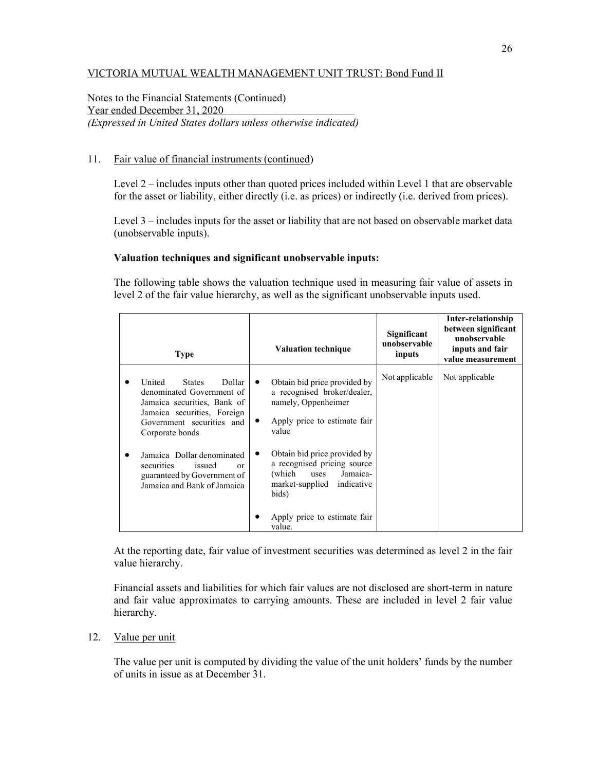VICTORIA MUTUAL WEALTH MANAGEMENT UNIT TRUST: Bond Fund II

Notes to the Financial Statements (Continued)
Year ended December 31, 2020
*(Expressed in United States dollars unless otherwise indicated)*

11. Fair value of financial instruments (continued)

Level 2 – includes inputs other than quoted prices included within Level 1 that are observable for the asset or liability, either directly (i.e. as prices) or indirectly (i.e. derived from prices).

Level 3 – includes inputs for the asset or liability that are not based on observable market data (unobservable inputs).

**Valuation techniques and significant unobservable inputs:**

The following table shows the valuation technique used in measuring fair value of assets in level 2 of the fair value hierarchy, as well as the significant unobservable inputs used.

| Type | Valuation technique | Significant unobservable inputs | Inter-relationship between significant unobservable inputs and fair value measurement |
|---|---|---|---|
| • United States Dollar denominated Government of Jamaica securities, Bank of Jamaica securities, Foreign Government securities and Corporate bonds | • Obtain bid price provided by a recognised broker/dealer, namely, Oppenheimer<br>• Apply price to estimate fair value | Not applicable | Not applicable |
| • Jamaica Dollar denominated securities issued or guaranteed by Government of Jamaica and Bank of Jamaica | • Obtain bid price provided by a recognised pricing source (which uses Jamaica-market-supplied indicative bids)<br>• Apply price to estimate fair value. | | |

At the reporting date, fair value of investment securities was determined as level 2 in the fair value hierarchy.

Financial assets and liabilities for which fair values are not disclosed are short-term in nature and fair value approximates to carrying amounts. These are included in level 2 fair value hierarchy.

12. Value per unit

The value per unit is computed by dividing the value of the unit holders' funds by the number of units in issue as at December 31.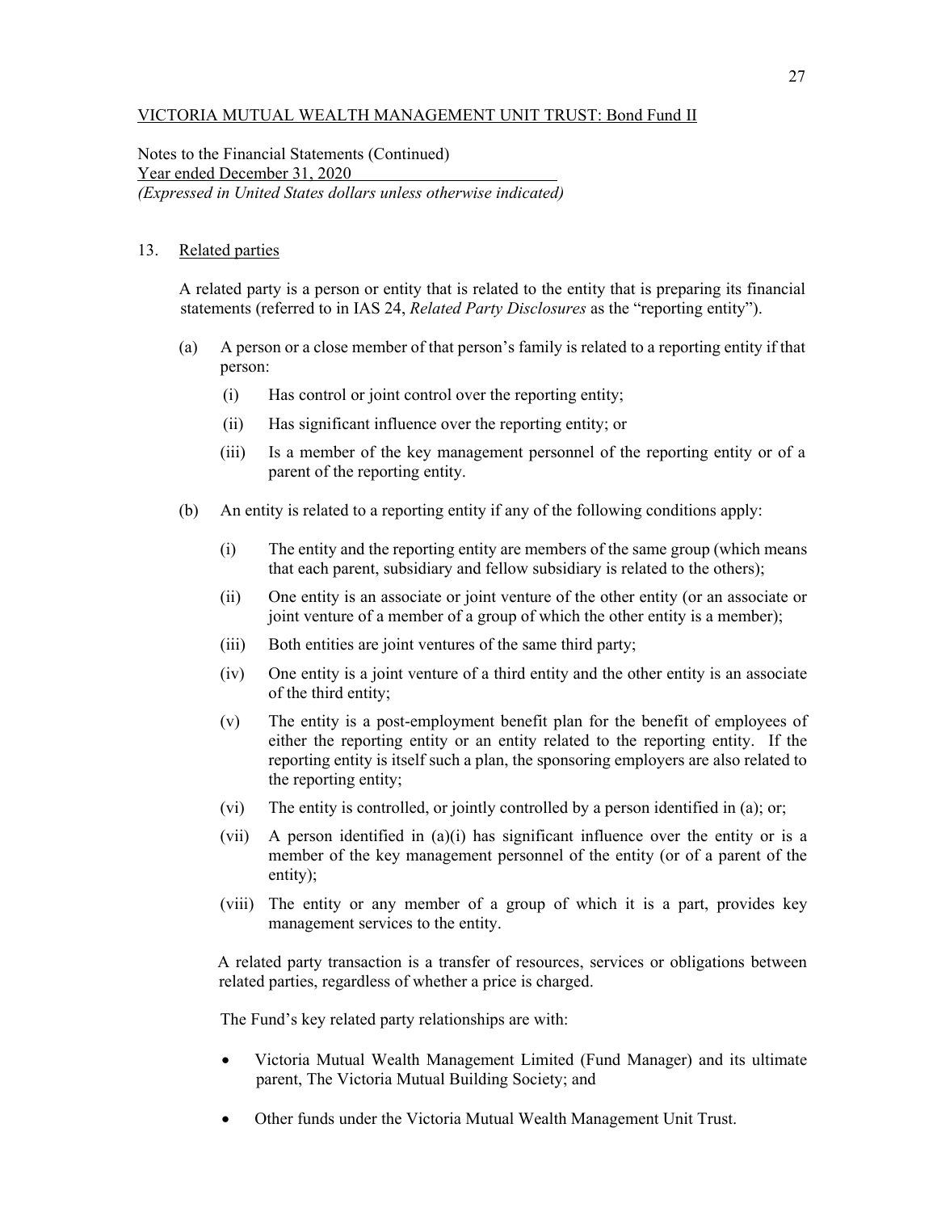VICTORIA MUTUAL WEALTH MANAGEMENT UNIT TRUST: Bond Fund II

Notes to the Financial Statements (Continued)
Year ended December 31, 2020
*(Expressed in United States dollars unless otherwise indicated)*

## 13. Related parties

A related party is a person or entity that is related to the entity that is preparing its financial statements (referred to in IAS 24, *Related Party Disclosures* as the "reporting entity").

(a) A person or a close member of that person's family is related to a reporting entity if that person:

  (i) Has control or joint control over the reporting entity;

  (ii) Has significant influence over the reporting entity; or

  (iii) Is a member of the key management personnel of the reporting entity or of a parent of the reporting entity.

(b) An entity is related to a reporting entity if any of the following conditions apply:

  (i) The entity and the reporting entity are members of the same group (which means that each parent, subsidiary and fellow subsidiary is related to the others);

  (ii) One entity is an associate or joint venture of the other entity (or an associate or joint venture of a member of a group of which the other entity is a member);

  (iii) Both entities are joint ventures of the same third party;

  (iv) One entity is a joint venture of a third entity and the other entity is an associate of the third entity;

  (v) The entity is a post-employment benefit plan for the benefit of employees of either the reporting entity or an entity related to the reporting entity. If the reporting entity is itself such a plan, the sponsoring employers are also related to the reporting entity;

  (vi) The entity is controlled, or jointly controlled by a person identified in (a); or;

  (vii) A person identified in (a)(i) has significant influence over the entity or is a member of the key management personnel of the entity (or of a parent of the entity);

  (viii) The entity or any member of a group of which it is a part, provides key management services to the entity.

A related party transaction is a transfer of resources, services or obligations between related parties, regardless of whether a price is charged.

The Fund's key related party relationships are with:

- Victoria Mutual Wealth Management Limited (Fund Manager) and its ultimate parent, The Victoria Mutual Building Society; and

- Other funds under the Victoria Mutual Wealth Management Unit Trust.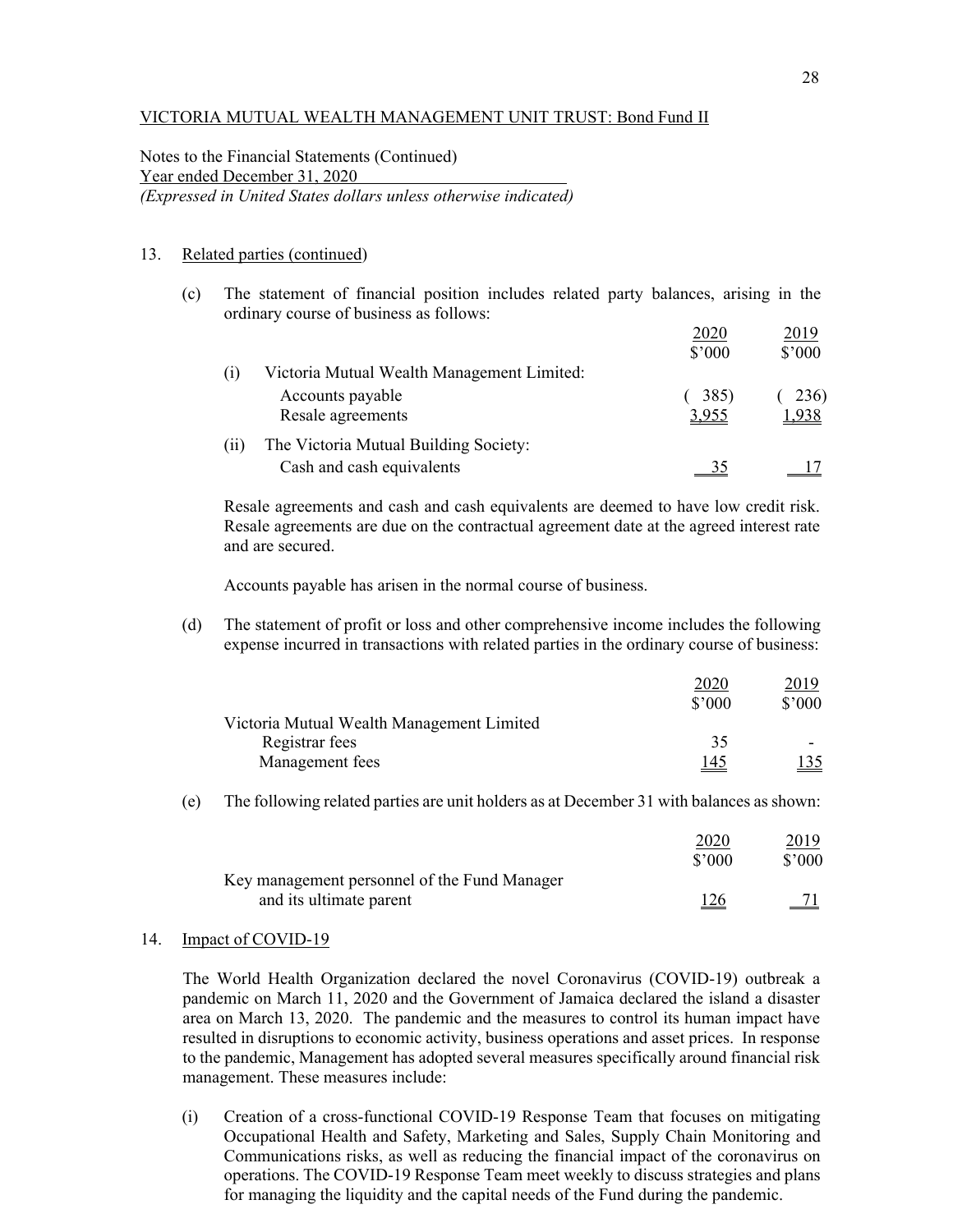VICTORIA MUTUAL WEALTH MANAGEMENT UNIT TRUST: Bond Fund II

Notes to the Financial Statements (Continued)
Year ended December 31, 2020
*(Expressed in United States dollars unless otherwise indicated)*

13. Related parties (continued)

(c) The statement of financial position includes related party balances, arising in the ordinary course of business as follows:

| | 2020 $'000 | 2019 $'000 |
|---|---|---|
| (i) Victoria Mutual Wealth Management Limited: | | |
| Accounts payable | ( 385) | ( 236) |
| Resale agreements | 3,955 | 1,938 |
| (ii) The Victoria Mutual Building Society: | | |
| Cash and cash equivalents | 35 | 17 |

Resale agreements and cash and cash equivalents are deemed to have low credit risk. Resale agreements are due on the contractual agreement date at the agreed interest rate and are secured.

Accounts payable has arisen in the normal course of business.

(d) The statement of profit or loss and other comprehensive income includes the following expense incurred in transactions with related parties in the ordinary course of business:

| | 2020 $'000 | 2019 $'000 |
|---|---|---|
| Victoria Mutual Wealth Management Limited | | |
| Registrar fees | 35 | - |
| Management fees | 145 | 135 |

(e) The following related parties are unit holders as at December 31 with balances as shown:

| | 2020 $'000 | 2019 $'000 |
|---|---|---|
| Key management personnel of the Fund Manager and its ultimate parent | 126 | 71 |

14. Impact of COVID-19

The World Health Organization declared the novel Coronavirus (COVID-19) outbreak a pandemic on March 11, 2020 and the Government of Jamaica declared the island a disaster area on March 13, 2020. The pandemic and the measures to control its human impact have resulted in disruptions to economic activity, business operations and asset prices. In response to the pandemic, Management has adopted several measures specifically around financial risk management. These measures include:

(i) Creation of a cross-functional COVID-19 Response Team that focuses on mitigating Occupational Health and Safety, Marketing and Sales, Supply Chain Monitoring and Communications risks, as well as reducing the financial impact of the coronavirus on operations. The COVID-19 Response Team meet weekly to discuss strategies and plans for managing the liquidity and the capital needs of the Fund during the pandemic.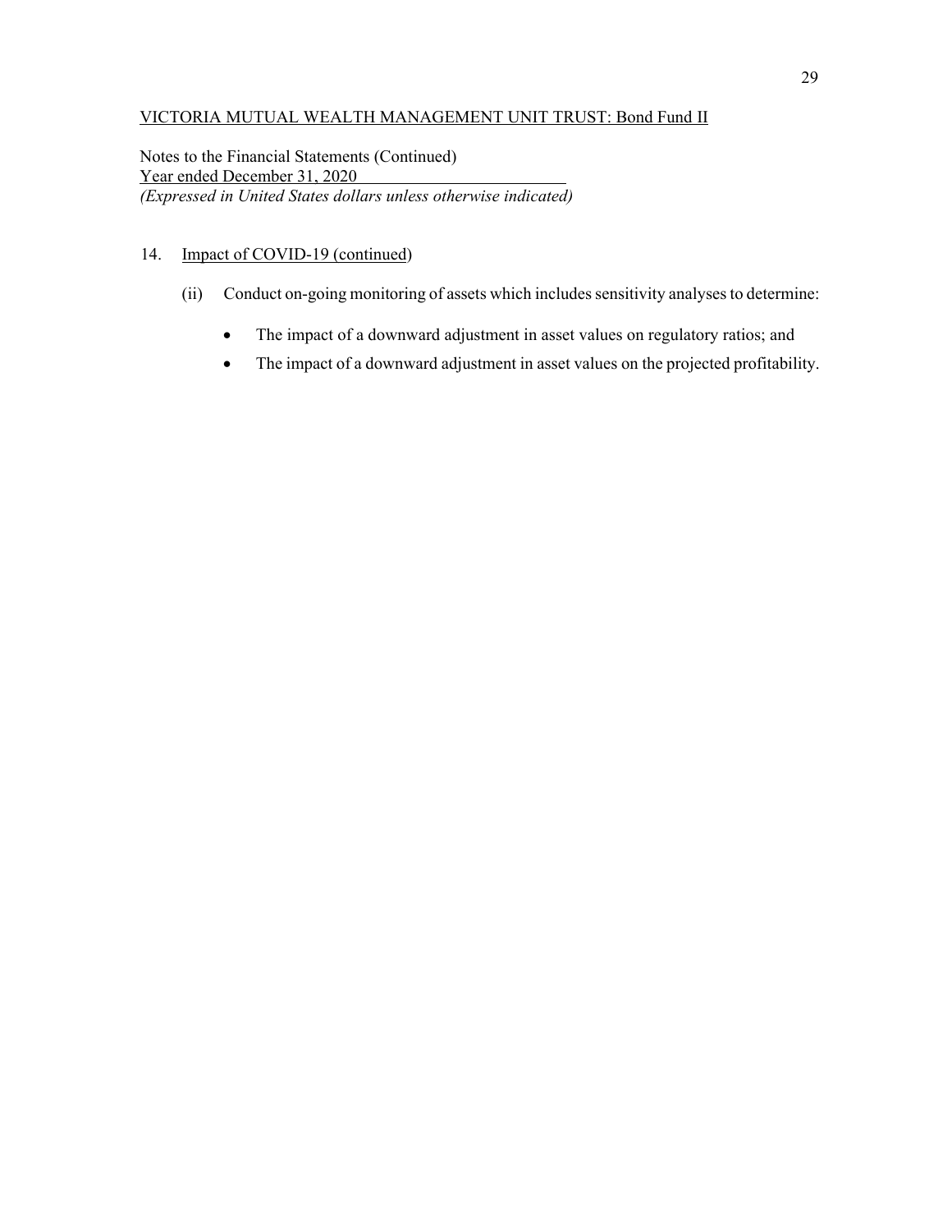VICTORIA MUTUAL WEALTH MANAGEMENT UNIT TRUST: Bond Fund II

Notes to the Financial Statements (Continued)
Year ended December 31, 2020
*(Expressed in United States dollars unless otherwise indicated)*

14. Impact of COVID-19 (continued)

(ii) Conduct on-going monitoring of assets which includes sensitivity analyses to determine:

- The impact of a downward adjustment in asset values on regulatory ratios; and
- The impact of a downward adjustment in asset values on the projected profitability.